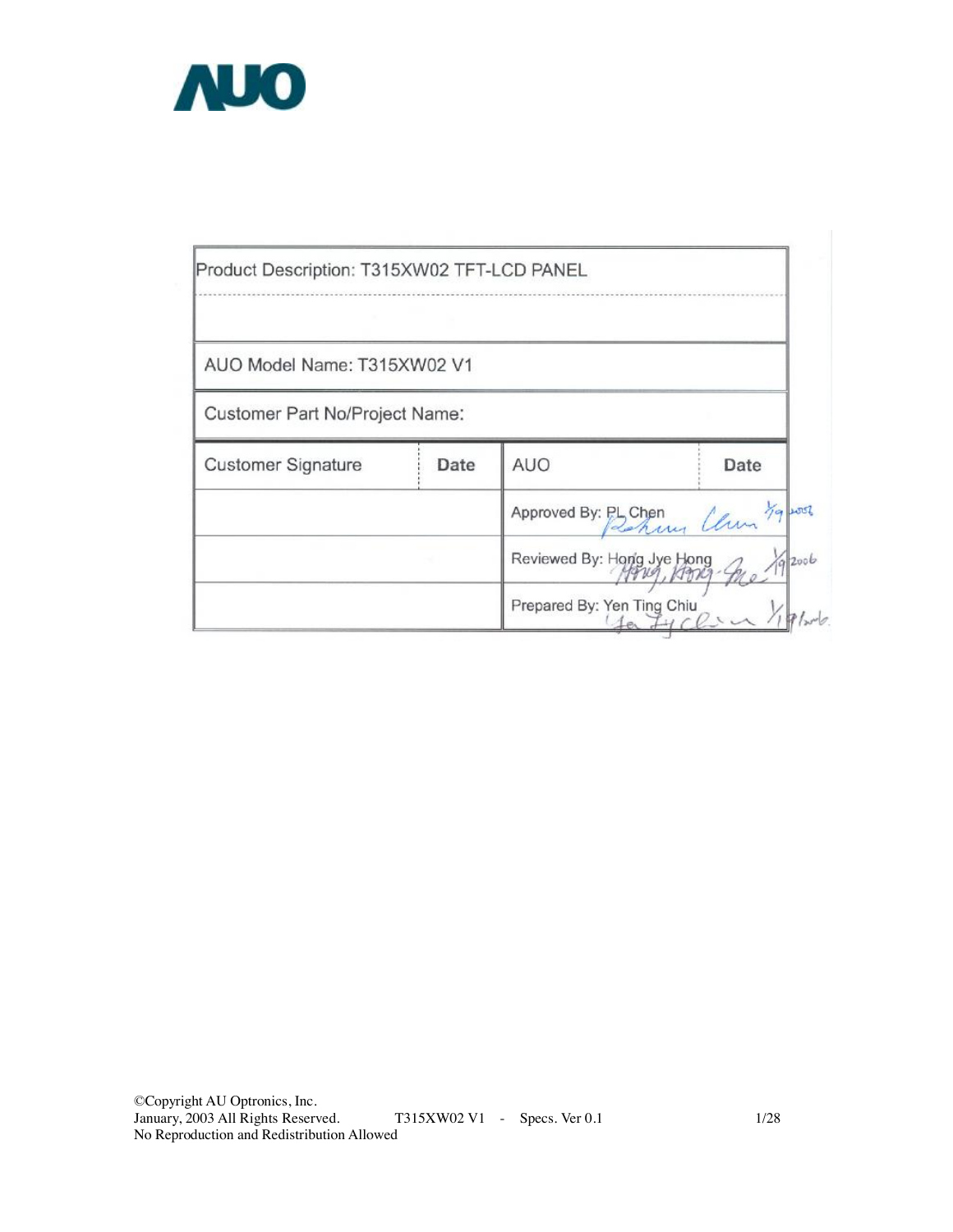AUO

| Product Description: T315XW02 TFT-LCD PANEL | | | |
|---|---|---|---|
| AUO Model Name: T315XW02 V1 | | | |
| Customer Part No/Project Name: | | | |
| **Customer Signature** | **Date** | **AUO** | **Date** |
| | | Approved By: PL Chen | 1/9 2006 |
| | | Reviewed By: Hong Jye Hong | 1/19 2006 |
| | | Prepared By: Yen Ting Chiu | 1/19 2006 |

©Copyright AU Optronics, Inc.
January, 2003 All Rights Reserved. T315XW02 V1 - Specs. Ver 0.1
No Reproduction and Redistribution Allowed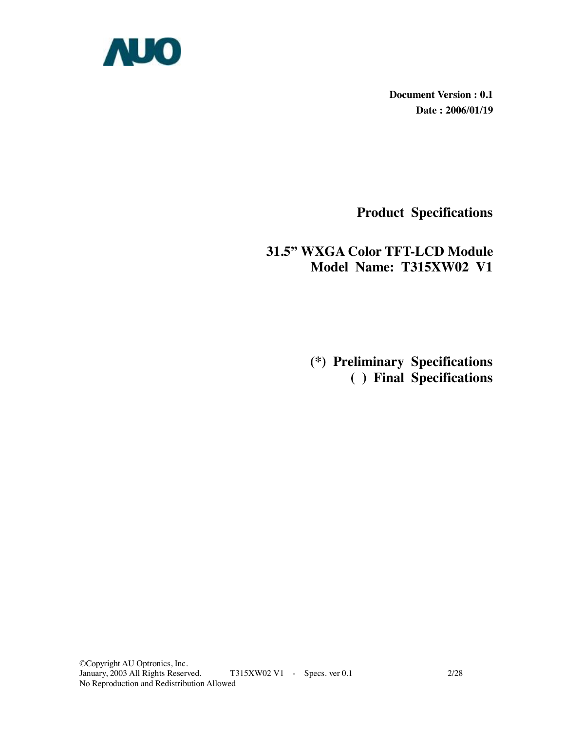AUO

**Document Version : 0.1**
**Date : 2006/01/19**

# Product Specifications

## 31.5" WXGA Color TFT-LCD Module
## Model Name: T315XW02 V1

**(*) Preliminary Specifications**
**( ) Final Specifications**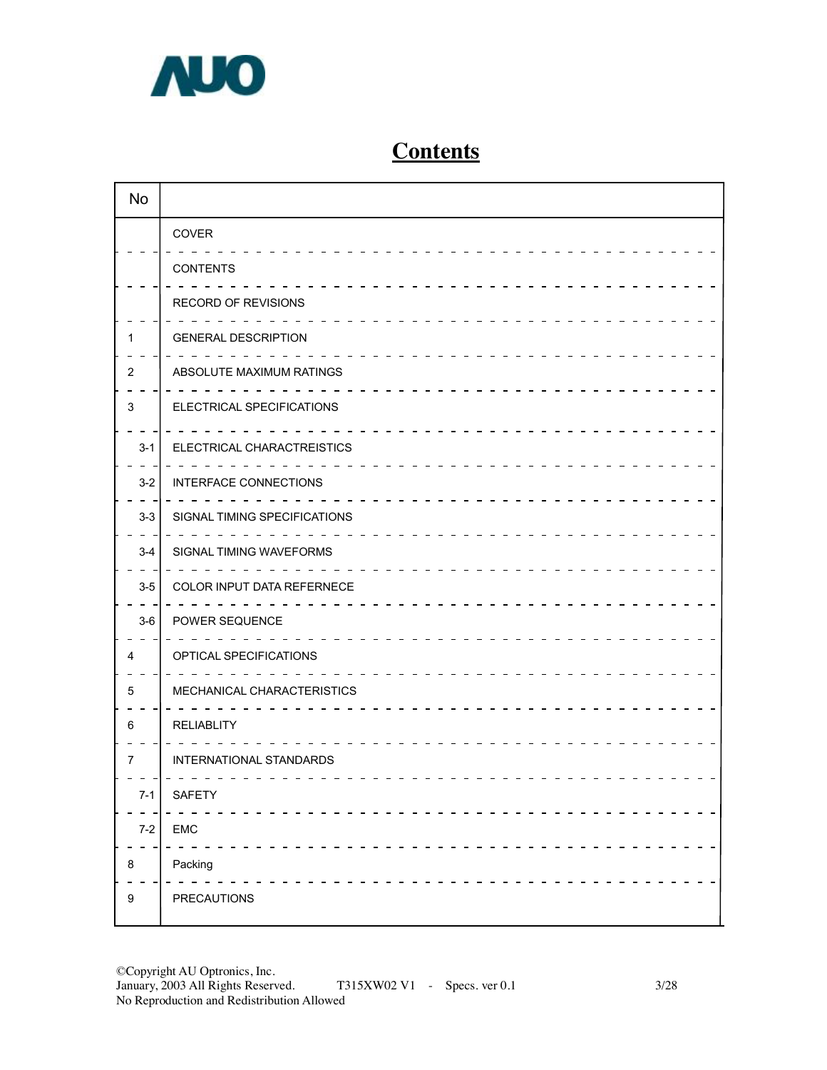# Contents

| No | |
|---|---|
| | COVER |
| | CONTENTS |
| | RECORD OF REVISIONS |
| 1 | GENERAL DESCRIPTION |
| 2 | ABSOLUTE MAXIMUM RATINGS |
| 3 | ELECTRICAL SPECIFICATIONS |
| 3-1 | ELECTRICAL CHARACTREISTICS |
| 3-2 | INTERFACE CONNECTIONS |
| 3-3 | SIGNAL TIMING SPECIFICATIONS |
| 3-4 | SIGNAL TIMING WAVEFORMS |
| 3-5 | COLOR INPUT DATA REFERNECE |
| 3-6 | POWER SEQUENCE |
| 4 | OPTICAL SPECIFICATIONS |
| 5 | MECHANICAL CHARACTERISTICS |
| 6 | RELIABLITY |
| 7 | INTERNATIONAL STANDARDS |
| 7-1 | SAFETY |
| 7-2 | EMC |
| 8 | Packing |
| 9 | PRECAUTIONS |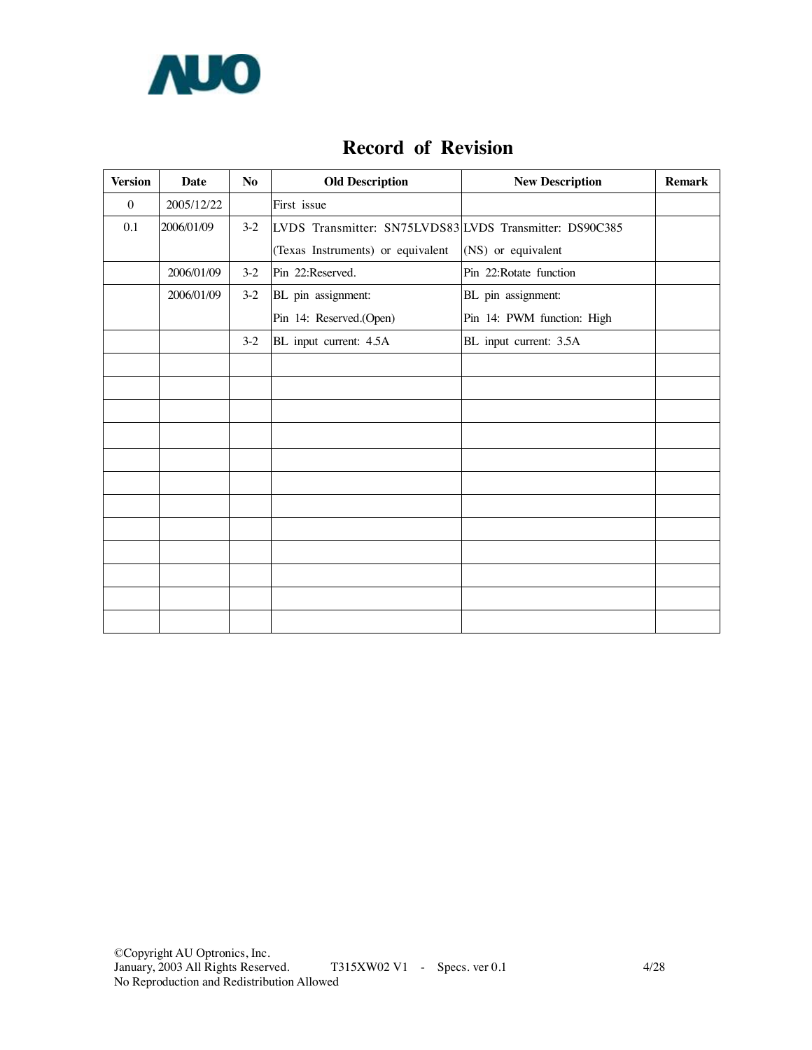# Record of Revision

| Version | Date | No | Old Description | New Description | Remark |
|---|---|---|---|---|---|
| 0 | 2005/12/22 | | First issue | | |
| 0.1 | 2006/01/09 | 3-2 | LVDS Transmitter: SN75LVDS83 (Texas Instruments) or equivalent | LVDS Transmitter: DS90C385 (NS) or equivalent | |
| | 2006/01/09 | 3-2 | Pin 22:Reserved. | Pin 22:Rotate function | |
| | 2006/01/09 | 3-2 | BL pin assignment: Pin 14: Reserved.(Open) | BL pin assignment: Pin 14: PWM function: High | |
| | | 3-2 | BL input current: 4.5A | BL input current: 3.5A | |
| | | | | | |
| | | | | | |
| | | | | | |
| | | | | | |
| | | | | | |
| | | | | | |
| | | | | | |
| | | | | | |
| | | | | | |
| | | | | | |
| | | | | | |
| | | | | | |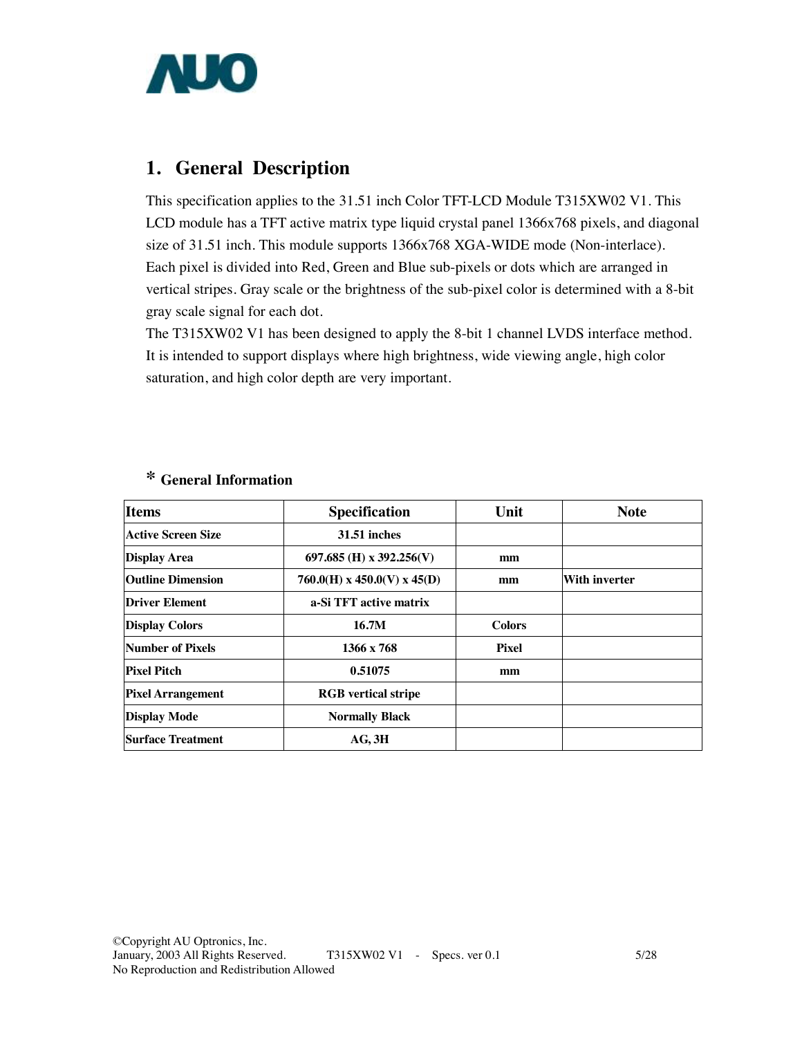# 1. General Description

This specification applies to the 31.51 inch Color TFT-LCD Module T315XW02 V1. This LCD module has a TFT active matrix type liquid crystal panel 1366x768 pixels, and diagonal size of 31.51 inch. This module supports 1366x768 XGA-WIDE mode (Non-interlace). Each pixel is divided into Red, Green and Blue sub-pixels or dots which are arranged in vertical stripes. Gray scale or the brightness of the sub-pixel color is determined with a 8-bit gray scale signal for each dot.

The T315XW02 V1 has been designed to apply the 8-bit 1 channel LVDS interface method. It is intended to support displays where high brightness, wide viewing angle, high color saturation, and high color depth are very important.

## * General Information

| Items | Specification | Unit | Note |
|---|---|---|---|
| **Active Screen Size** | **31.51 inches** | | |
| **Display Area** | **697.685 (H) x 392.256(V)** | **mm** | |
| **Outline Dimension** | **760.0(H) x 450.0(V) x 45(D)** | **mm** | **With inverter** |
| **Driver Element** | **a-Si TFT active matrix** | | |
| **Display Colors** | **16.7M** | **Colors** | |
| **Number of Pixels** | **1366 x 768** | **Pixel** | |
| **Pixel Pitch** | **0.51075** | **mm** | |
| **Pixel Arrangement** | **RGB vertical stripe** | | |
| **Display Mode** | **Normally Black** | | |
| **Surface Treatment** | **AG, 3H** | | |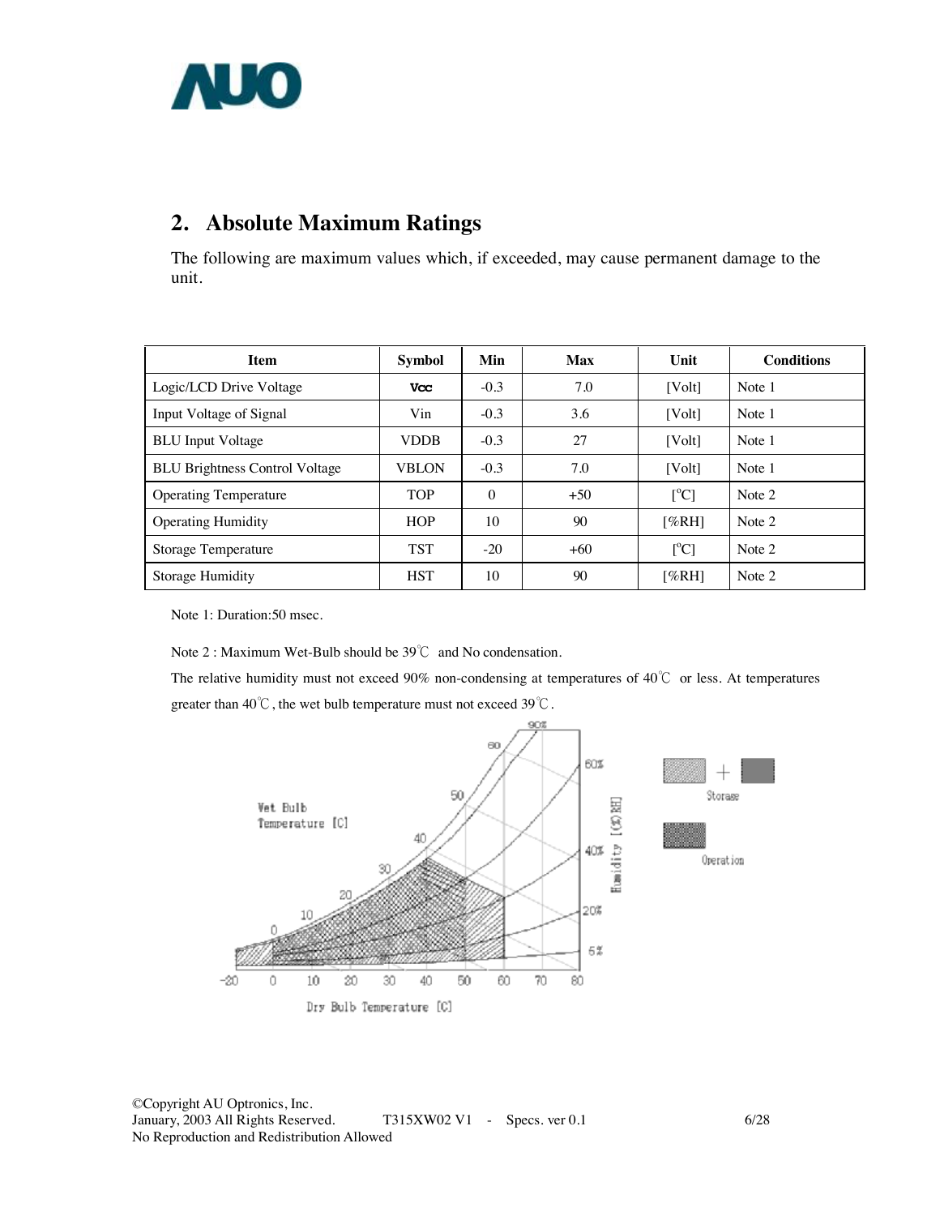## 2. Absolute Maximum Ratings

The following are maximum values which, if exceeded, may cause permanent damage to the unit.

| Item | Symbol | Min | Max | Unit | Conditions |
|---|---|---|---|---|---|
| Logic/LCD Drive Voltage | Vcc | -0.3 | 7.0 | [Volt] | Note 1 |
| Input Voltage of Signal | Vin | -0.3 | 3.6 | [Volt] | Note 1 |
| BLU Input Voltage | VDDB | -0.3 | 27 | [Volt] | Note 1 |
| BLU Brightness Control Voltage | VBLON | -0.3 | 7.0 | [Volt] | Note 1 |
| Operating Temperature | TOP | 0 | +50 | [$^{o}$C] | Note 2 |
| Operating Humidity | HOP | 10 | 90 | [%RH] | Note 2 |
| Storage Temperature | TST | -20 | +60 | [$^{o}$C] | Note 2 |
| Storage Humidity | HST | 10 | 90 | [%RH] | Note 2 |

Note 1: Duration:50 msec.

Note 2 : Maximum Wet-Bulb should be 39℃ and No condensation.

The relative humidity must not exceed 90% non-condensing at temperatures of 40℃ or less. At temperatures greater than 40℃, the wet bulb temperature must not exceed 39℃.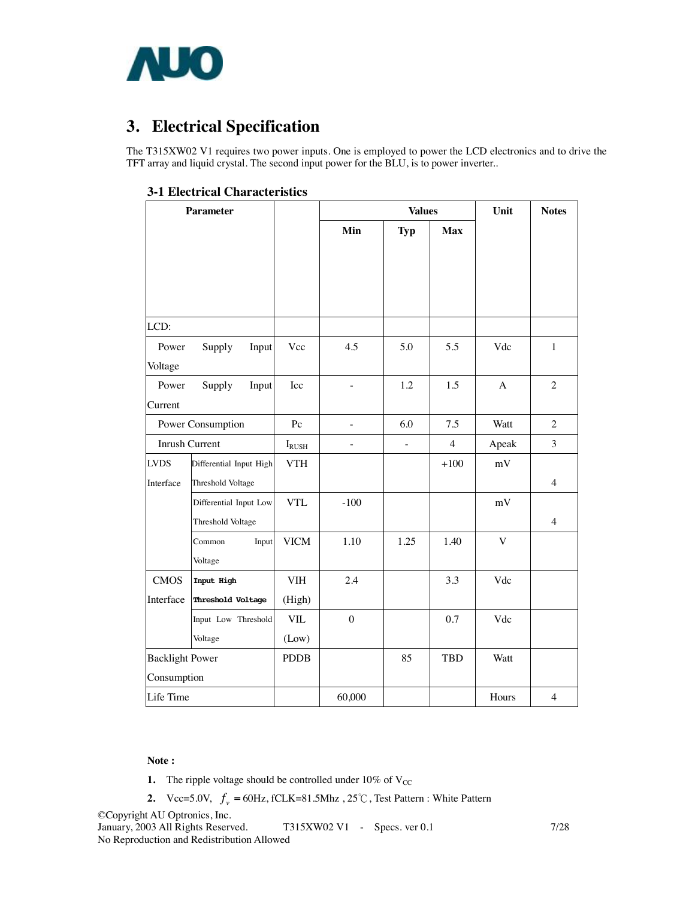# 3. Electrical Specification

The T315XW02 V1 requires two power inputs. One is employed to power the LCD electronics and to drive the TFT array and liquid crystal. The second input power for the BLU, is to power inverter..

## 3-1 Electrical Characteristics

| Parameter | | | Values | | | Unit | Notes |
|---|---|---|---|---|---|---|---|
| | | | Min | Typ | Max | | |
| LCD: | | | | | | | |
| Power Supply Input Voltage | | Vcc | 4.5 | 5.0 | 5.5 | Vdc | 1 |
| Power Supply Input Current | | Icc | - | 1.2 | 1.5 | A | 2 |
| Power Consumption | | Pc | - | 6.0 | 7.5 | Watt | 2 |
| Inrush Current | | $I_{RUSH}$ | - | - | 4 | Apeak | 3 |
| LVDS Interface | Differential Input High Threshold Voltage | VTH | | | +100 | mV | 4 |
| | Differential Input Low Threshold Voltage | VTL | -100 | | | mV | 4 |
| | Common Input Voltage | VICM | 1.10 | 1.25 | 1.40 | V | |
| CMOS Interface | **Input High Threshold Voltage** | VIH (High) | 2.4 | | 3.3 | Vdc | |
| | Input Low Threshold Voltage | VIL (Low) | 0 | | 0.7 | Vdc | |
| Backlight Power Consumption | | PDDB | | 85 | TBD | Watt | |
| Life Time | | | 60,000 | | | Hours | 4 |

**Note :**

1. The ripple voltage should be controlled under 10% of $V_{CC}$
2. Vcc=5.0V, $f_v$ = 60Hz, fCLK=81.5Mhz , 25℃, Test Pattern : White Pattern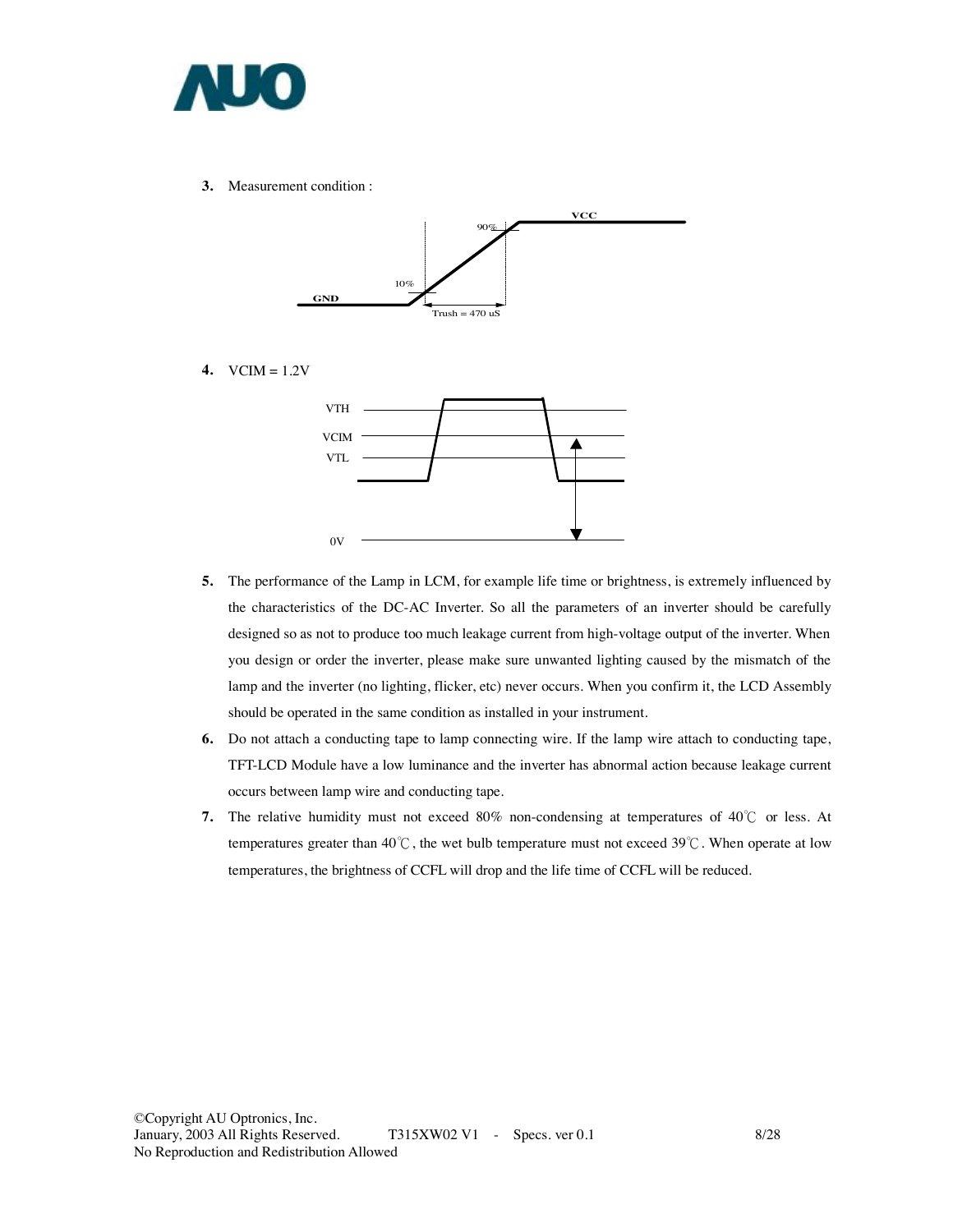3. Measurement condition :

GND

10%

90%

VCC

Trush = 470 uS

4. VCIM = 1.2V

VTH

VCIM

VTL

0V

5. The performance of the Lamp in LCM, for example life time or brightness, is extremely influenced by the characteristics of the DC-AC Inverter. So all the parameters of an inverter should be carefully designed so as not to produce too much leakage current from high-voltage output of the inverter. When you design or order the inverter, please make sure unwanted lighting caused by the mismatch of the lamp and the inverter (no lighting, flicker, etc) never occurs. When you confirm it, the LCD Assembly should be operated in the same condition as installed in your instrument.

6. Do not attach a conducting tape to lamp connecting wire. If the lamp wire attach to conducting tape, TFT-LCD Module have a low luminance and the inverter has abnormal action because leakage current occurs between lamp wire and conducting tape.

7. The relative humidity must not exceed 80% non-condensing at temperatures of 40℃ or less. At temperatures greater than 40℃, the wet bulb temperature must not exceed 39℃. When operate at low temperatures, the brightness of CCFL will drop and the life time of CCFL will be reduced.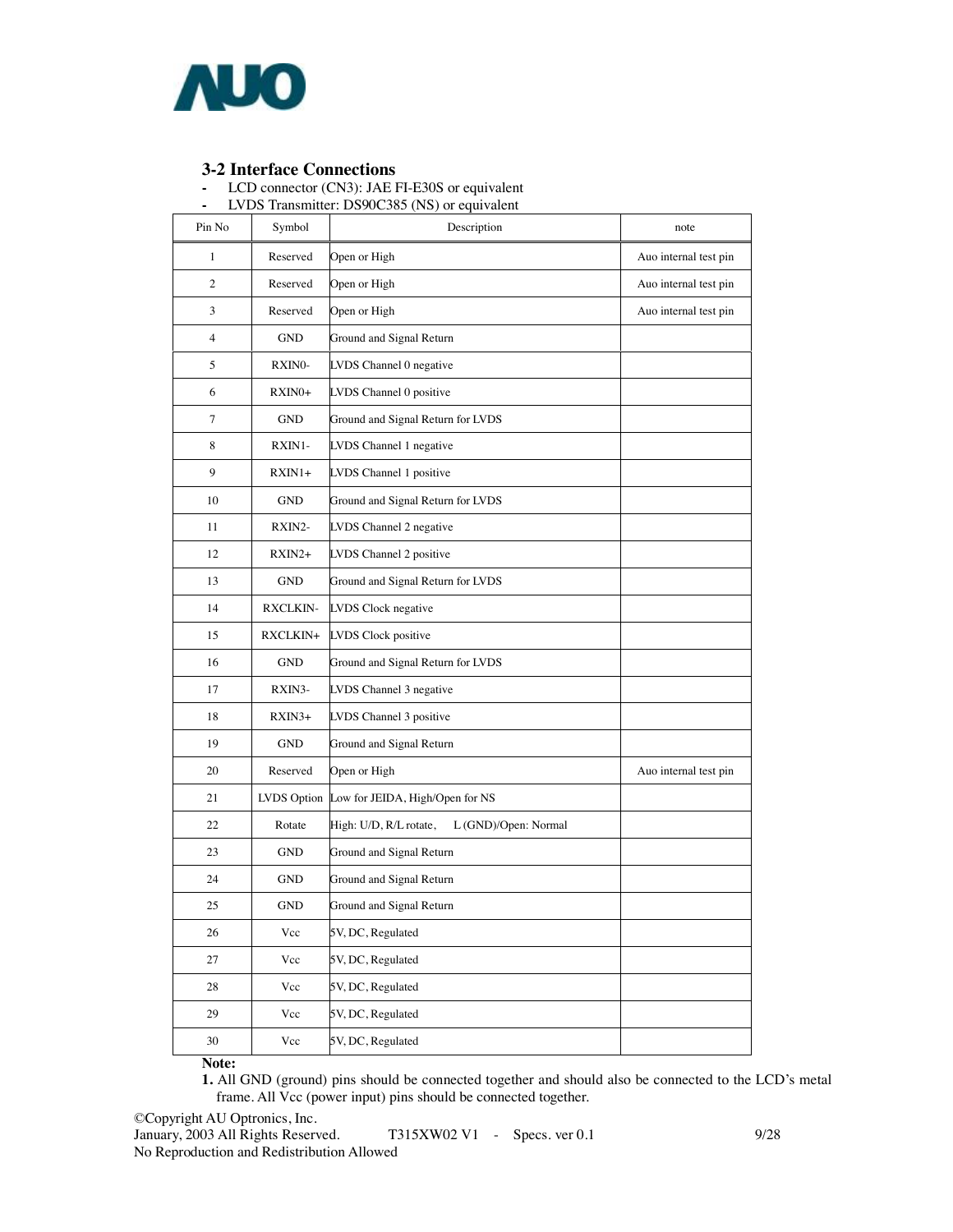### 3-2 Interface Connections

- LCD connector (CN3): JAE FI-E30S or equivalent
- LVDS Transmitter: DS90C385 (NS) or equivalent

| Pin No | Symbol | Description | note |
|---|---|---|---|
| 1 | Reserved | Open or High | Auo internal test pin |
| 2 | Reserved | Open or High | Auo internal test pin |
| 3 | Reserved | Open or High | Auo internal test pin |
| 4 | GND | Ground and Signal Return | |
| 5 | RXIN0- | LVDS Channel 0 negative | |
| 6 | RXIN0+ | LVDS Channel 0 positive | |
| 7 | GND | Ground and Signal Return for LVDS | |
| 8 | RXIN1- | LVDS Channel 1 negative | |
| 9 | RXIN1+ | LVDS Channel 1 positive | |
| 10 | GND | Ground and Signal Return for LVDS | |
| 11 | RXIN2- | LVDS Channel 2 negative | |
| 12 | RXIN2+ | LVDS Channel 2 positive | |
| 13 | GND | Ground and Signal Return for LVDS | |
| 14 | RXCLKIN- | LVDS Clock negative | |
| 15 | RXCLKIN+ | LVDS Clock positive | |
| 16 | GND | Ground and Signal Return for LVDS | |
| 17 | RXIN3- | LVDS Channel 3 negative | |
| 18 | RXIN3+ | LVDS Channel 3 positive | |
| 19 | GND | Ground and Signal Return | |
| 20 | Reserved | Open or High | Auo internal test pin |
| 21 | LVDS Option | Low for JEIDA, High/Open for NS | |
| 22 | Rotate | High: U/D, R/L rotate, L (GND)/Open: Normal | |
| 23 | GND | Ground and Signal Return | |
| 24 | GND | Ground and Signal Return | |
| 25 | GND | Ground and Signal Return | |
| 26 | Vcc | 5V, DC, Regulated | |
| 27 | Vcc | 5V, DC, Regulated | |
| 28 | Vcc | 5V, DC, Regulated | |
| 29 | Vcc | 5V, DC, Regulated | |
| 30 | Vcc | 5V, DC, Regulated | |

**Note:**

**1.** All GND (ground) pins should be connected together and should also be connected to the LCD's metal frame. All Vcc (power input) pins should be connected together.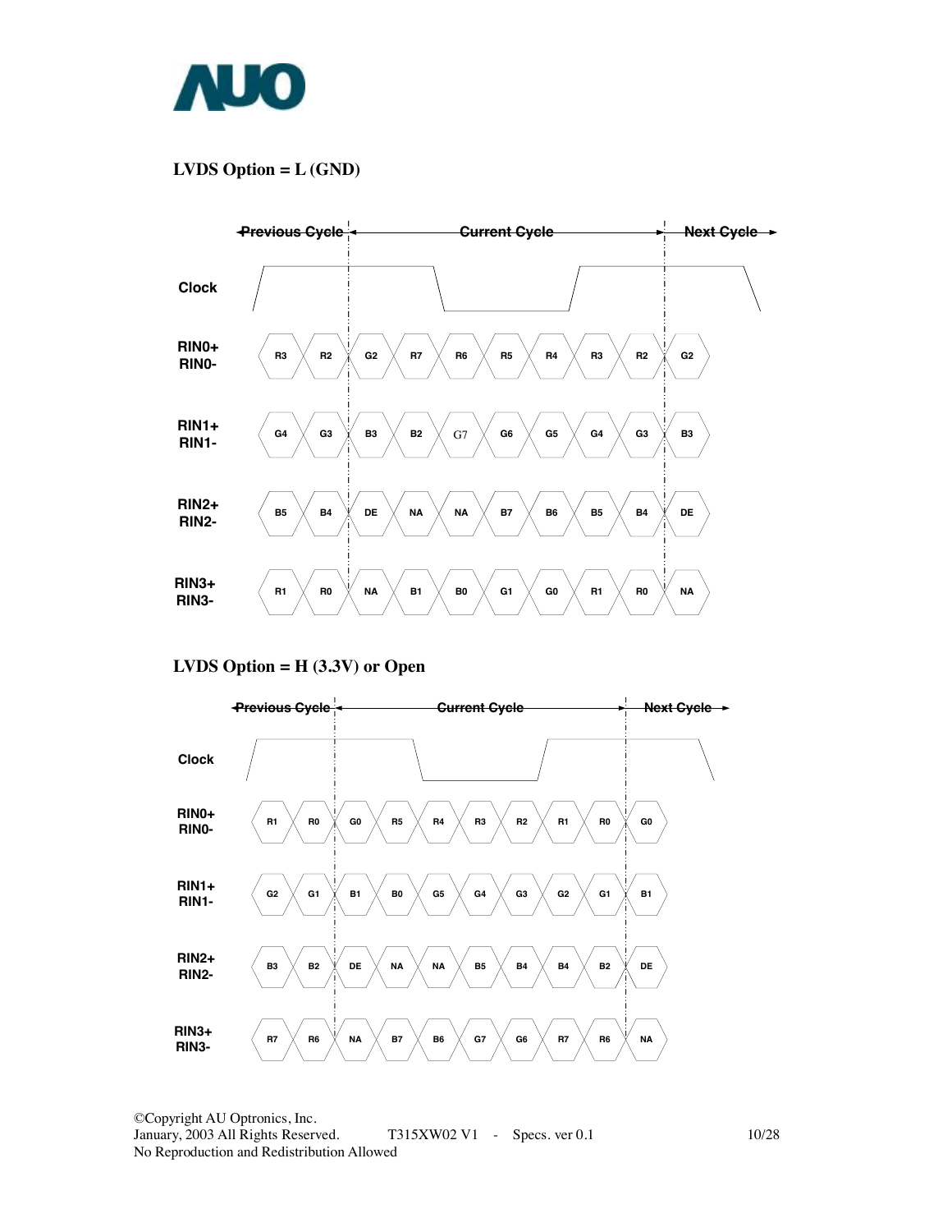**LVDS Option = L (GND)**

| | Previous Cycle | | Current Cycle | | | | | | | Next Cycle |
|---|---|---|---|---|---|---|---|---|---|---|
| Clock | | | | | | | | | | |
| RIN0+ RIN0- | R3 | R2 | G2 | R7 | R6 | R5 | R4 | R3 | R2 | G2 |
| RIN1+ RIN1- | G4 | G3 | B3 | B2 | G7 | G6 | G5 | G4 | G3 | B3 |
| RIN2+ RIN2- | B5 | B4 | DE | NA | NA | B7 | B6 | B5 | B4 | DE |
| RIN3+ RIN3- | R1 | R0 | NA | B1 | B0 | G1 | G0 | R1 | R0 | NA |

**LVDS Option = H (3.3V) or Open**

| | Previous Cycle | | Current Cycle | | | | | | | Next Cycle |
|---|---|---|---|---|---|---|---|---|---|---|
| Clock | | | | | | | | | | |
| RIN0+ RIN0- | R1 | R0 | G0 | R5 | R4 | R3 | R2 | R1 | R0 | G0 |
| RIN1+ RIN1- | G2 | G1 | B1 | B0 | G5 | G4 | G3 | G2 | G1 | B1 |
| RIN2+ RIN2- | B3 | B2 | DE | NA | NA | B5 | B4 | B4 | B2 | DE |
| RIN3+ RIN3- | R7 | R6 | NA | B7 | B6 | G7 | G6 | R7 | R6 | NA |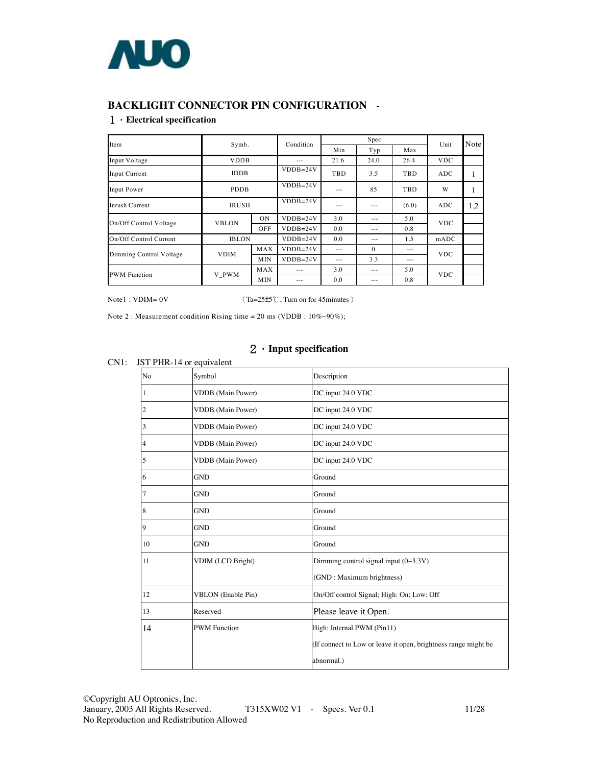## BACKLIGHT CONNECTOR PIN CONFIGURATION -

### １．Electrical specification

| Item | Symb. | | Condition | Spec | | | Unit | Note |
|---|---|---|---|---|---|---|---|---|
| | | | | Min | Typ | Max | | |
| Input Voltage | VDDB | | --- | 21.6 | 24.0 | 26.4 | VDC | |
| Input Current | IDDB | | VDDB=24V | TBD | 3.5 | TBD | ADC | 1 |
| Input Power | PDDB | | VDDB=24V | --- | 85 | TBD | W | 1 |
| Inrush Current | IRUSH | | VDDB=24V | --- | --- | (6.0) | ADC | 1,2 |
| On/Off Control Voltage | VBLON | ON | VDDB=24V | 3.0 | --- | 5.0 | VDC | |
| | | OFF | VDDB=24V | 0.0 | --- | 0.8 | | |
| On/Off Control Current | IBLON | | VDDB=24V | 0.0 | --- | 1.5 | mADC | |
| Dimming Control Voltage | VDIM | MAX | VDDB=24V | --- | 0 | --- | VDC | |
| | | MIN | VDDB=24V | --- | 3.3 | --- | | |
| PWM Function | V_PWM | MAX | --- | 3.0 | --- | 5.0 | VDC | |
| | | MIN | --- | 0.0 | --- | 0.8 | | |

Note1 : VDIM= 0V （Ta=25±5℃, Turn on for 45minutes）

Note 2 : Measurement condition Rising time = 20 ms (VDDB : 10%~90%);

### ２．Input specification

CN1: JST PHR-14 or equivalent

| No | Symbol | Description |
|---|---|---|
| 1 | VDDB (Main Power) | DC input 24.0 VDC |
| 2 | VDDB (Main Power) | DC input 24.0 VDC |
| 3 | VDDB (Main Power) | DC input 24.0 VDC |
| 4 | VDDB (Main Power) | DC input 24.0 VDC |
| 5 | VDDB (Main Power) | DC input 24.0 VDC |
| 6 | GND | Ground |
| 7 | GND | Ground |
| 8 | GND | Ground |
| 9 | GND | Ground |
| 10 | GND | Ground |
| 11 | VDIM (LCD Bright) | Dimming control signal input (0~3.3V)<br>(GND : Maximum brightness) |
| 12 | VBLON (Enable Pin) | On/Off control Signal; High: On; Low: Off |
| 13 | Reserved | Please leave it Open. |
| 14 | PWM Function | High: Internal PWM (Pin11)<br>(If connect to Low or leave it open, brightness range might be abnormal.) |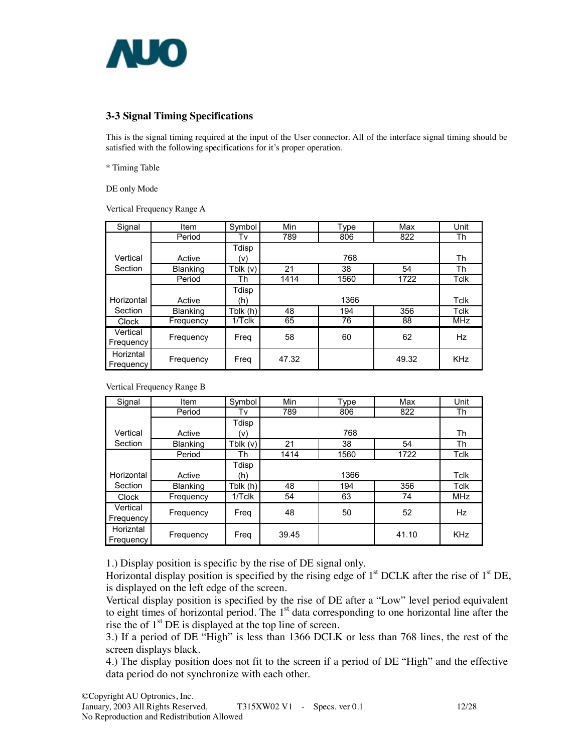### 3-3 Signal Timing Specifications

This is the signal timing required at the input of the User connector. All of the interface signal timing should be satisfied with the following specifications for it's proper operation.

\* Timing Table

DE only Mode

Vertical Frequency Range A

| Signal | Item | Symbol | Min | Type | Max | Unit |
|---|---|---|---|---|---|---|
| Vertical Section | Period | Tv | 789 | 806 | 822 | Th |
| | Active | Tdisp (v) | | 768 | | Th |
| | Blanking | Tblk (v) | 21 | 38 | 54 | Th |
| Horizontal Section | Period | Th | 1414 | 1560 | 1722 | Tclk |
| | Active | Tdisp (h) | | 1366 | | Tclk |
| | Blanking | Tblk (h) | 48 | 194 | 356 | Tclk |
| Clock | Frequency | 1/Tclk | 65 | 76 | 88 | MHz |
| Vertical Frequency | Frequency | Freq | 58 | 60 | 62 | Hz |
| Horizntal Frequency | Frequency | Freq | 47.32 | | 49.32 | KHz |

Vertical Frequency Range B

| Signal | Item | Symbol | Min | Type | Max | Unit |
|---|---|---|---|---|---|---|
| Vertical Section | Period | Tv | 789 | 806 | 822 | Th |
| | Active | Tdisp (v) | | 768 | | Th |
| | Blanking | Tblk (v) | 21 | 38 | 54 | Th |
| Horizontal Section | Period | Th | 1414 | 1560 | 1722 | Tclk |
| | Active | Tdisp (h) | | 1366 | | Tclk |
| | Blanking | Tblk (h) | 48 | 194 | 356 | Tclk |
| Clock | Frequency | 1/Tclk | 54 | 63 | 74 | MHz |
| Vertical Frequency | Frequency | Freq | 48 | 50 | 52 | Hz |
| Horizntal Frequency | Frequency | Freq | 39.45 | | 41.10 | KHz |

1.) Display position is specific by the rise of DE signal only.
Horizontal display position is specified by the rising edge of 1st DCLK after the rise of 1st DE, is displayed on the left edge of the screen.
Vertical display position is specified by the rise of DE after a "Low" level period equivalent to eight times of horizontal period. The 1st data corresponding to one horizontal line after the rise the of 1st DE is displayed at the top line of screen.
3.) If a period of DE "High" is less than 1366 DCLK or less than 768 lines, the rest of the screen displays black.
4.) The display position does not fit to the screen if a period of DE "High" and the effective data period do not synchronize with each other.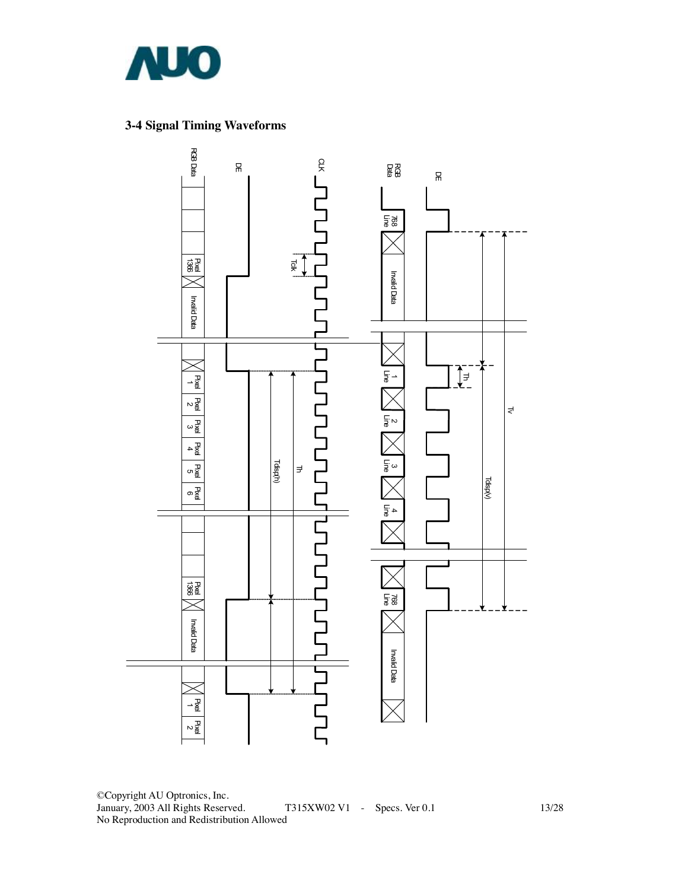## 3-4 Signal Timing Waveforms

RGB Data

DE

CLK

Tclk

Pixel 1366

Invalid Data

Pixel 1

Pixel 2

Pixel 3

Pixel 4

Pixel 5

Pixel 6

Tdisp(h)

Th

Pixel 1366

Invalid Data

Pixel 1

Pixel 2

RGB Data

DE

768 Line

Invalid Data

1 Line

2 Line

3 Line

4 Line

768 Line

Invalid Data

Th

Tv

Tdisp(v)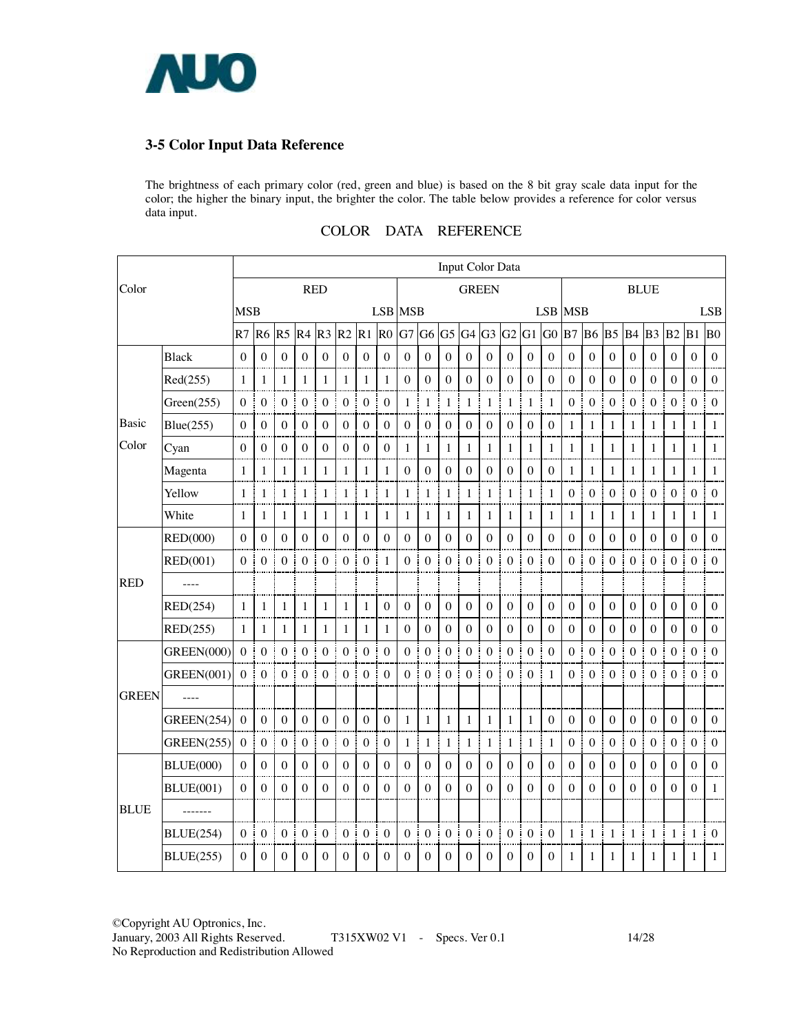## 3-5 Color Input Data Reference

The brightness of each primary color (red, green and blue) is based on the 8 bit gray scale data input for the color; the higher the binary input, the brighter the color. The table below provides a reference for color versus data input.

COLOR DATA REFERENCE

| Color | | Input Color Data | | | | | | | | | | | | | | | | | | | | | | | |
|---|---|---|---|---|---|---|---|---|---|---|---|---|---|---|---|---|---|---|---|---|---|---|---|---|---|
| | | RED | | | | | | | | GREEN | | | | | | | | BLUE | | | | | | | |
| | | MSB | | | | | | | LSB | MSB | | | | | | | LSB | MSB | | | | | | | LSB |
| | | R7 | R6 | R5 | R4 | R3 | R2 | R1 | R0 | G7 | G6 | G5 | G4 | G3 | G2 | G1 | G0 | B7 | B6 | B5 | B4 | B3 | B2 | B1 | B0 |
| Basic Color | Black | 0 | 0 | 0 | 0 | 0 | 0 | 0 | 0 | 0 | 0 | 0 | 0 | 0 | 0 | 0 | 0 | 0 | 0 | 0 | 0 | 0 | 0 | 0 | 0 |
| | Red(255) | 1 | 1 | 1 | 1 | 1 | 1 | 1 | 1 | 0 | 0 | 0 | 0 | 0 | 0 | 0 | 0 | 0 | 0 | 0 | 0 | 0 | 0 | 0 | 0 |
| | Green(255) | 0 | 0 | 0 | 0 | 0 | 0 | 0 | 0 | 1 | 1 | 1 | 1 | 1 | 1 | 1 | 1 | 0 | 0 | 0 | 0 | 0 | 0 | 0 | 0 |
| | Blue(255) | 0 | 0 | 0 | 0 | 0 | 0 | 0 | 0 | 0 | 0 | 0 | 0 | 0 | 0 | 0 | 0 | 1 | 1 | 1 | 1 | 1 | 1 | 1 | 1 |
| | Cyan | 0 | 0 | 0 | 0 | 0 | 0 | 0 | 0 | 1 | 1 | 1 | 1 | 1 | 1 | 1 | 1 | 1 | 1 | 1 | 1 | 1 | 1 | 1 | 1 |
| | Magenta | 1 | 1 | 1 | 1 | 1 | 1 | 1 | 1 | 0 | 0 | 0 | 0 | 0 | 0 | 0 | 0 | 1 | 1 | 1 | 1 | 1 | 1 | 1 | 1 |
| | Yellow | 1 | 1 | 1 | 1 | 1 | 1 | 1 | 1 | 1 | 1 | 1 | 1 | 1 | 1 | 1 | 1 | 0 | 0 | 0 | 0 | 0 | 0 | 0 | 0 |
| | White | 1 | 1 | 1 | 1 | 1 | 1 | 1 | 1 | 1 | 1 | 1 | 1 | 1 | 1 | 1 | 1 | 1 | 1 | 1 | 1 | 1 | 1 | 1 | 1 |
| RED | RED(000) | 0 | 0 | 0 | 0 | 0 | 0 | 0 | 0 | 0 | 0 | 0 | 0 | 0 | 0 | 0 | 0 | 0 | 0 | 0 | 0 | 0 | 0 | 0 | 0 |
| | RED(001) | 0 | 0 | 0 | 0 | 0 | 0 | 0 | 1 | 0 | 0 | 0 | 0 | 0 | 0 | 0 | 0 | 0 | 0 | 0 | 0 | 0 | 0 | 0 | 0 |
| | ---- | | | | | | | | | | | | | | | | | | | | | | | | |
| | RED(254) | 1 | 1 | 1 | 1 | 1 | 1 | 1 | 0 | 0 | 0 | 0 | 0 | 0 | 0 | 0 | 0 | 0 | 0 | 0 | 0 | 0 | 0 | 0 | 0 |
| | RED(255) | 1 | 1 | 1 | 1 | 1 | 1 | 1 | 1 | 0 | 0 | 0 | 0 | 0 | 0 | 0 | 0 | 0 | 0 | 0 | 0 | 0 | 0 | 0 | 0 |
| GREEN | GREEN(000) | 0 | 0 | 0 | 0 | 0 | 0 | 0 | 0 | 0 | 0 | 0 | 0 | 0 | 0 | 0 | 0 | 0 | 0 | 0 | 0 | 0 | 0 | 0 | 0 |
| | GREEN(001) | 0 | 0 | 0 | 0 | 0 | 0 | 0 | 0 | 0 | 0 | 0 | 0 | 0 | 0 | 0 | 1 | 0 | 0 | 0 | 0 | 0 | 0 | 0 | 0 |
| | ---- | | | | | | | | | | | | | | | | | | | | | | | | |
| | GREEN(254) | 0 | 0 | 0 | 0 | 0 | 0 | 0 | 0 | 1 | 1 | 1 | 1 | 1 | 1 | 1 | 0 | 0 | 0 | 0 | 0 | 0 | 0 | 0 | 0 |
| | GREEN(255) | 0 | 0 | 0 | 0 | 0 | 0 | 0 | 0 | 1 | 1 | 1 | 1 | 1 | 1 | 1 | 1 | 0 | 0 | 0 | 0 | 0 | 0 | 0 | 0 |
| BLUE | BLUE(000) | 0 | 0 | 0 | 0 | 0 | 0 | 0 | 0 | 0 | 0 | 0 | 0 | 0 | 0 | 0 | 0 | 0 | 0 | 0 | 0 | 0 | 0 | 0 | 0 |
| | BLUE(001) | 0 | 0 | 0 | 0 | 0 | 0 | 0 | 0 | 0 | 0 | 0 | 0 | 0 | 0 | 0 | 0 | 0 | 0 | 0 | 0 | 0 | 0 | 0 | 1 |
| | ------- | | | | | | | | | | | | | | | | | | | | | | | | |
| | BLUE(254) | 0 | 0 | 0 | 0 | 0 | 0 | 0 | 0 | 0 | 0 | 0 | 0 | 0 | 0 | 0 | 0 | 1 | 1 | 1 | 1 | 1 | 1 | 1 | 0 |
| | BLUE(255) | 0 | 0 | 0 | 0 | 0 | 0 | 0 | 0 | 0 | 0 | 0 | 0 | 0 | 0 | 0 | 0 | 1 | 1 | 1 | 1 | 1 | 1 | 1 | 1 |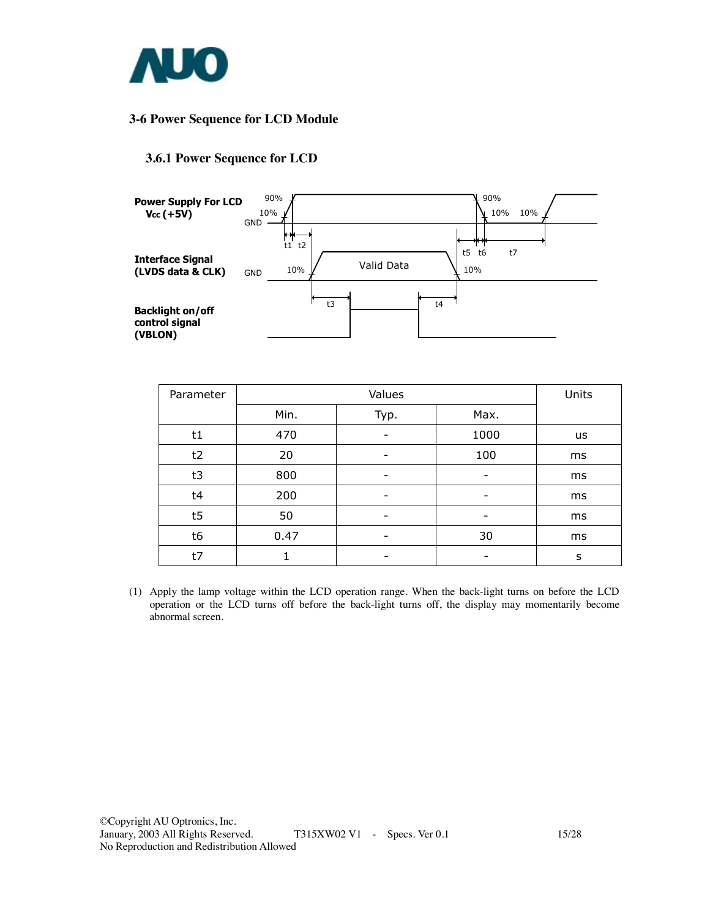## 3-6 Power Sequence for LCD Module

### 3.6.1 Power Sequence for LCD

Power Supply For LCD Vcc (+5V)

Interface Signal (LVDS data & CLK)

Backlight on/off control signal (VBLON)

| Parameter | Values | | | Units |
|---|---|---|---|---|
| | Min. | Typ. | Max. | |
| t1 | 470 | - | 1000 | us |
| t2 | 20 | - | 100 | ms |
| t3 | 800 | - | - | ms |
| t4 | 200 | - | - | ms |
| t5 | 50 | - | - | ms |
| t6 | 0.47 | - | 30 | ms |
| t7 | 1 | - | - | s |

(1) Apply the lamp voltage within the LCD operation range. When the back-light turns on before the LCD operation or the LCD turns off before the back-light turns off, the display may momentarily become abnormal screen.

©Copyright AU Optronics, Inc.
January, 2003 All Rights Reserved. T315XW02 V1 - Specs. Ver 0.1
No Reproduction and Redistribution Allowed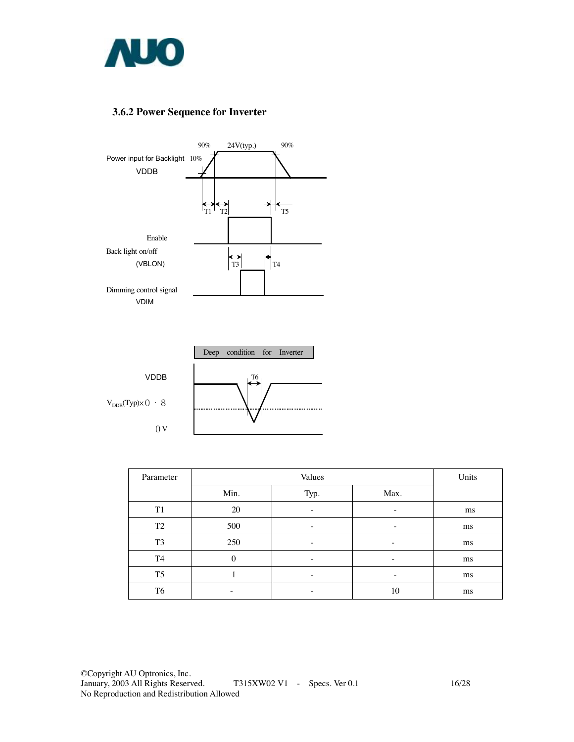### 3.6.2 Power Sequence for Inverter

Power input for Backlight VDDB

90% 24V(typ.) 90%

10%

T1 T2 T5

Enable Back light on/off (VBLON)

T3 T4

Dimming control signal VDIM

Deep condition for Inverter

VDDB

T6

$V_{DDB}$(Typ)×0.8

0V

| Parameter | Values | | | Units |
|---|---|---|---|---|
| | Min. | Typ. | Max. | |
| T1 | 20 | - | - | ms |
| T2 | 500 | - | - | ms |
| T3 | 250 | - | - | ms |
| T4 | 0 | - | - | ms |
| T5 | 1 | - | - | ms |
| T6 | - | - | 10 | ms |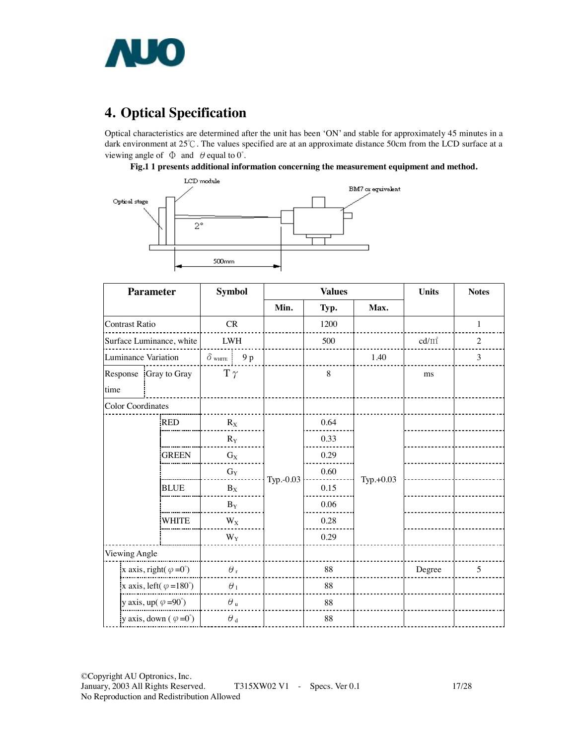## 4. Optical Specification

Optical characteristics are determined after the unit has been 'ON' and stable for approximately 45 minutes in a dark environment at 25℃. The values specified are at an approximate distance 50cm from the LCD surface at a viewing angle of $\Phi$ and $\theta$ equal to 0°.

**Fig.1 1 presents additional information concerning the measurement equipment and method.**

LCD module

BM7 or equivalent

Optical stage

2°

500mm

| Parameter | | Symbol | | Values | | | Units | Notes |
|---|---|---|---|---|---|---|---|---|
| | | | | Min. | Typ. | Max. | | |
| Contrast Ratio | | CR | | | 1200 | | | 1 |
| Surface Luminance, white | | LWH | | | 500 | | cd/m² | 2 |
| Luminance Variation | | $\delta_{WHITE}$ | 9 p | | | 1.40 | | 3 |
| Response time | Gray to Gray | $T\gamma$ | | | 8 | | ms | |
| Color Coordinates | | | | | | | | |
| | RED | $R_X$ | | Typ.-0.03 | 0.64 | Typ.+0.03 | | |
| | | $R_Y$ | | | 0.33 | | | |
| | GREEN | $G_X$ | | | 0.29 | | | |
| | | $G_Y$ | | | 0.60 | | | |
| | BLUE | $B_X$ | | | 0.15 | | | |
| | | $B_Y$ | | | 0.06 | | | |
| | WHITE | $W_X$ | | | 0.28 | | | |
| | | $W_Y$ | | | 0.29 | | | |
| Viewing Angle | | | | | | | | |
| | x axis, right( $\varphi$ =0°) | $\theta_r$ | | | 88 | | Degree | 5 |
| | x axis, left( $\varphi$ =180°) | $\theta_l$ | | | 88 | | | |
| | y axis, up( $\varphi$ =90°) | $\theta_u$ | | | 88 | | | |
| | y axis, down ( $\varphi$ =0°) | $\theta_d$ | | | 88 | | | |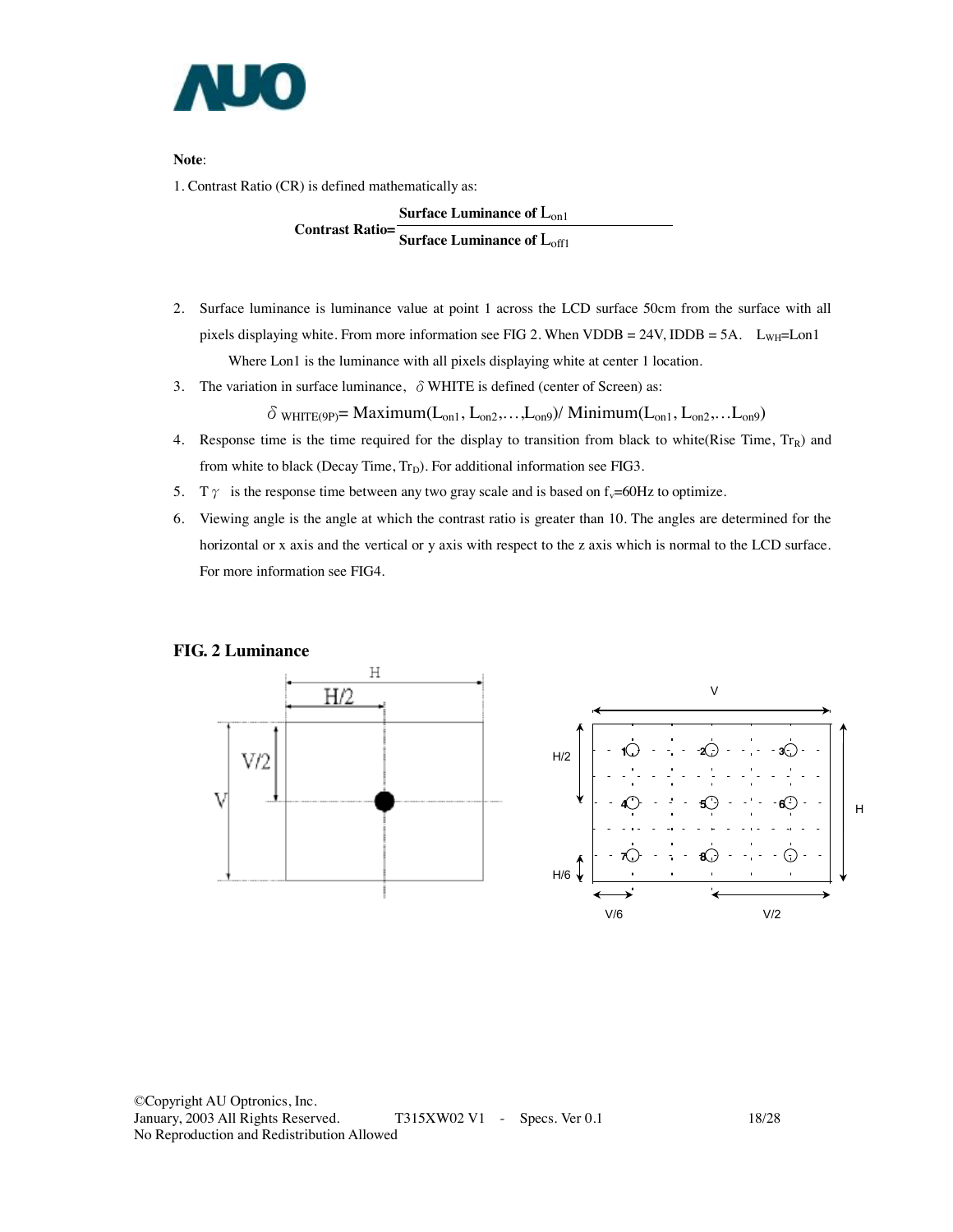**Note**:

1. Contrast Ratio (CR) is defined mathematically as:

$$\text{Contrast Ratio} = \frac{\text{Surface Luminance of } L_{on1}}{\text{Surface Luminance of } L_{off1}}$$

2. Surface luminance is luminance value at point 1 across the LCD surface 50cm from the surface with all pixels displaying white. From more information see FIG 2. When VDDB = 24V, IDDB = 5A. $L_{WH}$=Lon1

   Where Lon1 is the luminance with all pixels displaying white at center 1 location.

3. The variation in surface luminance, $\delta$ WHITE is defined (center of Screen) as:

$$\delta_{WHITE(9P)} = \text{Maximum}(L_{on1}, L_{on2},\ldots,L_{on9}) / \text{Minimum}(L_{on1}, L_{on2},\ldots L_{on9})$$

4. Response time is the time required for the display to transition from black to white(Rise Time, $Tr_R$) and from white to black (Decay Time, $Tr_D$). For additional information see FIG3.

5. $T\gamma$ is the response time between any two gray scale and is based on $f_v$=60Hz to optimize.

6. Viewing angle is the angle at which the contrast ratio is greater than 10. The angles are determined for the horizontal or x axis and the vertical or y axis with respect to the z axis which is normal to the LCD surface. For more information see FIG4.

**FIG. 2 Luminance**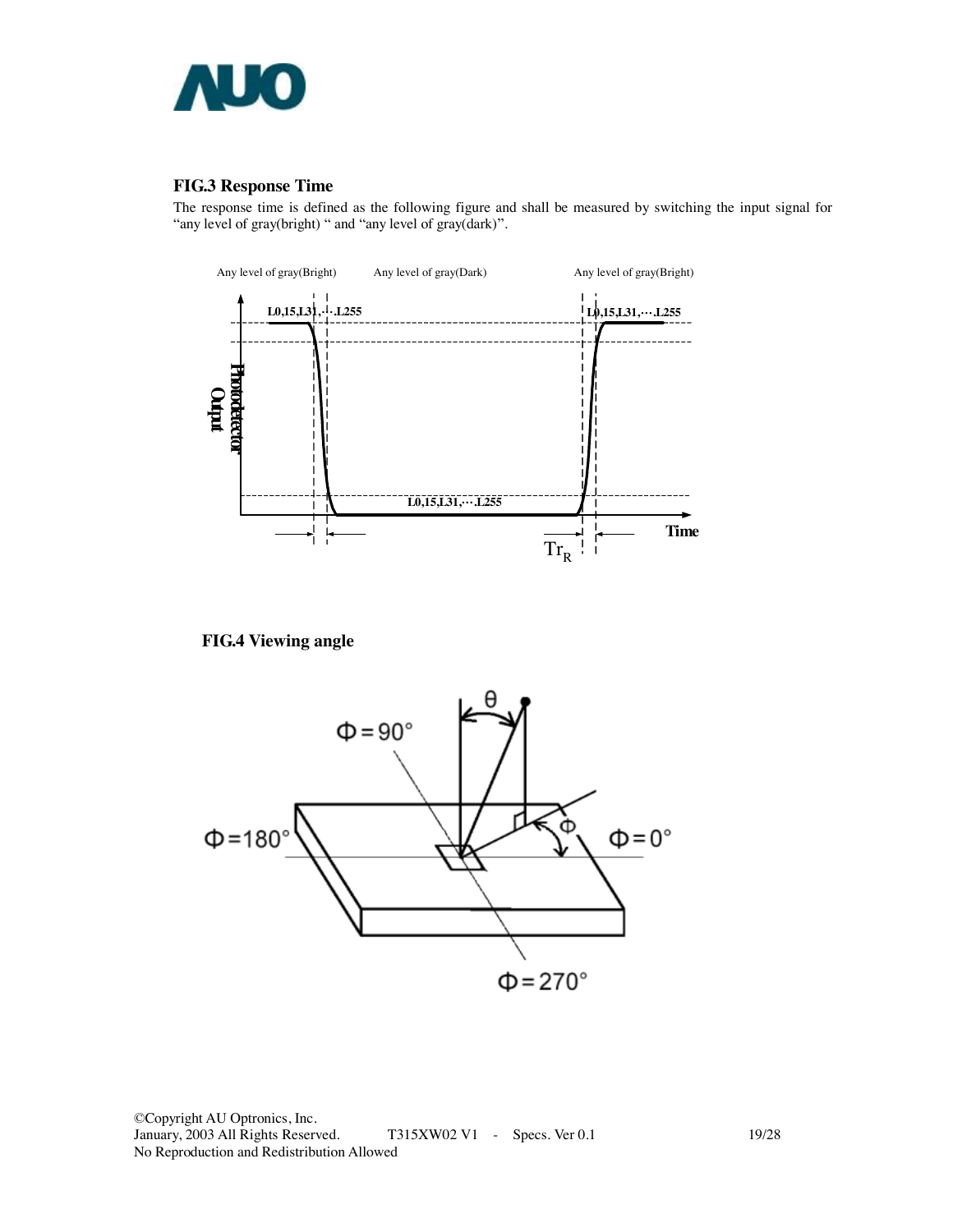### FIG.3 Response Time

The response time is defined as the following figure and shall be measured by switching the input signal for “any level of gray(bright) “ and “any level of gray(dark)”.

### FIG.4 Viewing angle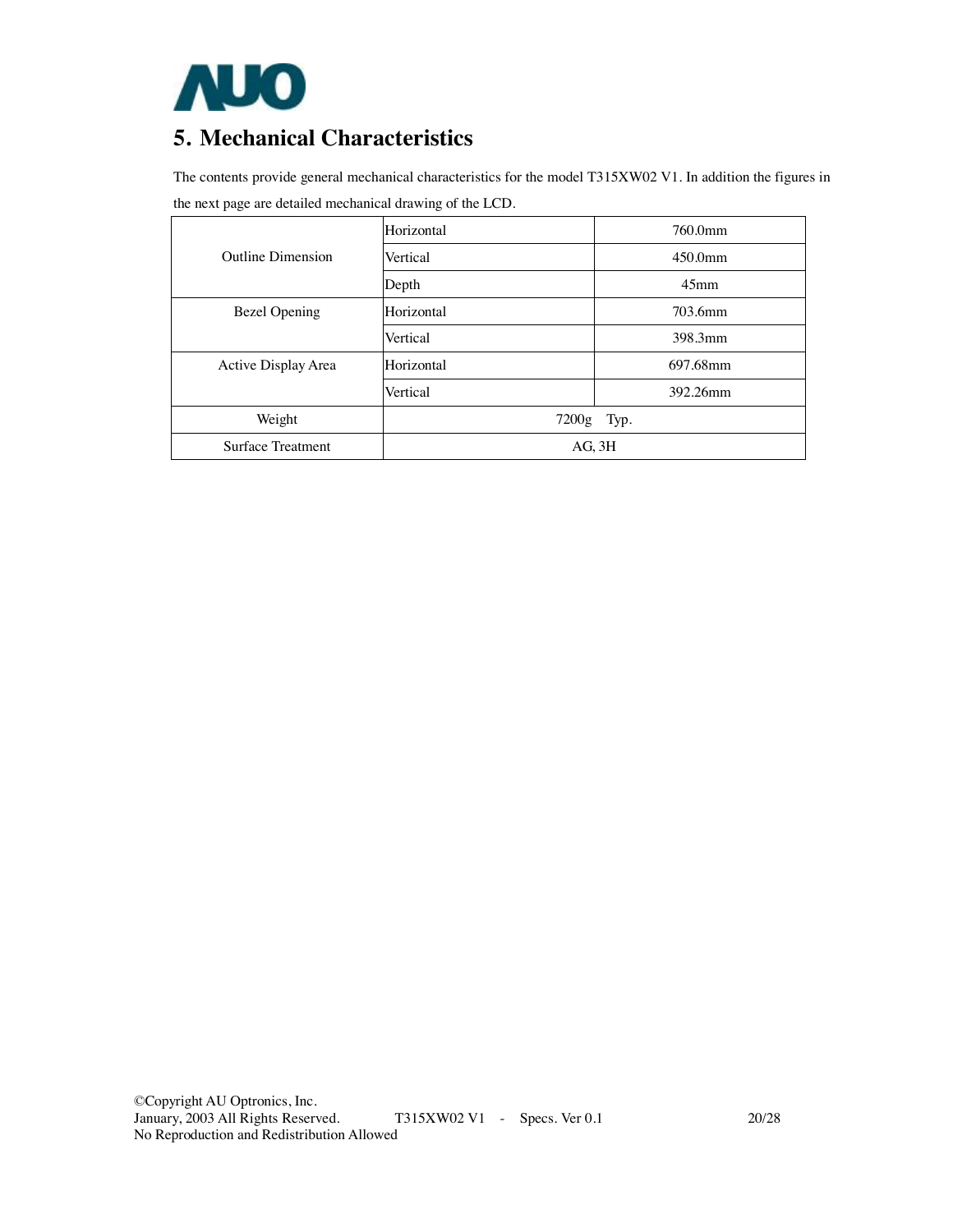# 5. Mechanical Characteristics

The contents provide general mechanical characteristics for the model T315XW02 V1. In addition the figures in the next page are detailed mechanical drawing of the LCD.

| | | |
|---|---|---|
| Outline Dimension | Horizontal | 760.0mm |
| | Vertical | 450.0mm |
| | Depth | 45mm |
| Bezel Opening | Horizontal | 703.6mm |
| | Vertical | 398.3mm |
| Active Display Area | Horizontal | 697.68mm |
| | Vertical | 392.26mm |
| Weight | 7200g Typ. | |
| Surface Treatment | AG, 3H | |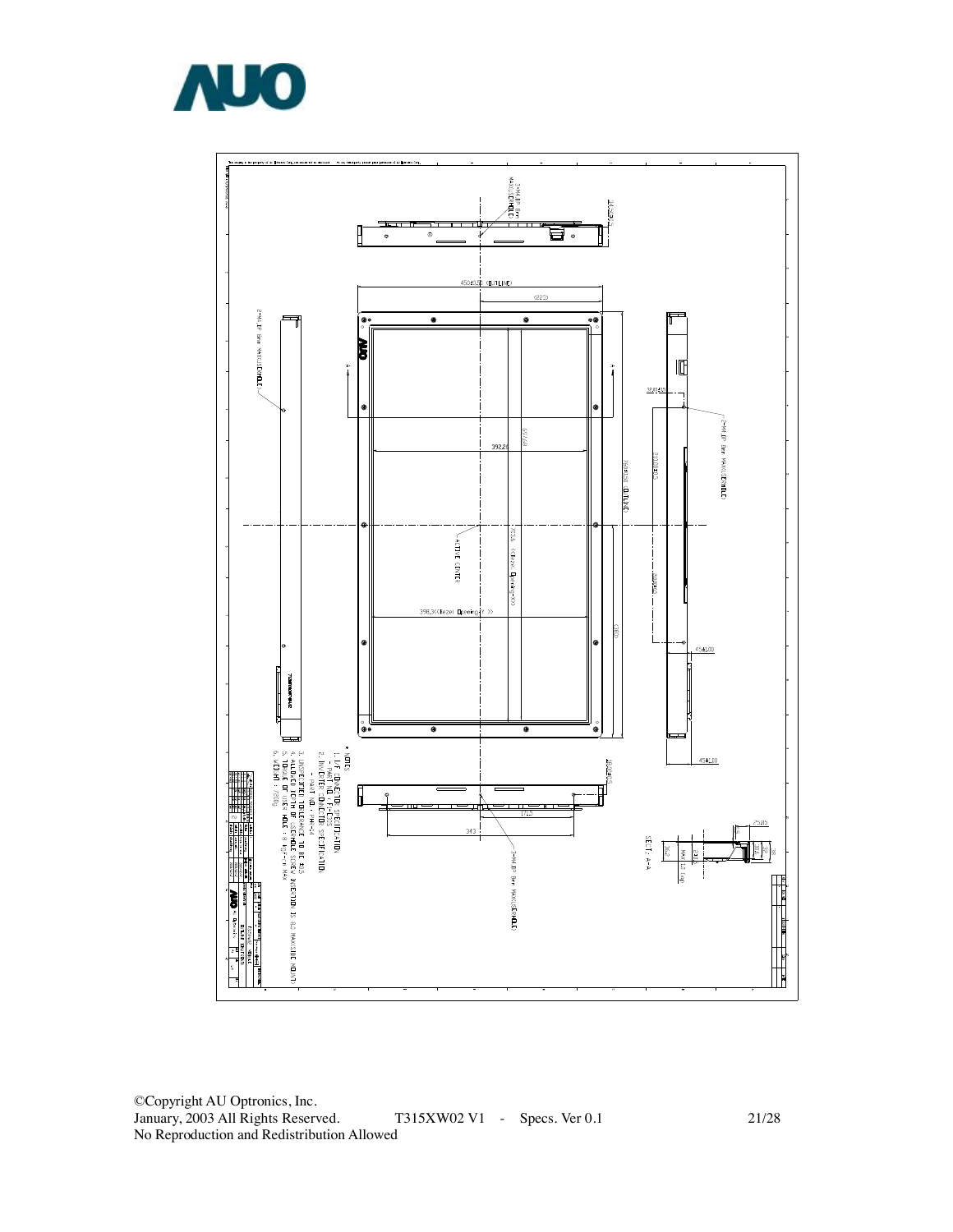- NOTES
  1. I/F CONNECTOR SPECIFICATION
     - PART NO : FI-E30S
  2. INVERTER CONNECTOR SPECIFICATION
     - PART NO : YMH-14
  3. UNSPECIFIED TOLERANCE TO BE ±0.5
  4. ALLOWED DEPTH OF USER HOLE SCREW INSERTION IS 6.0 MAX (USER HOLE MOUNT)
  5. TORQUE OF USER HOLE : 8 kgf-cm MAX
  6. WEIGHT : 2700g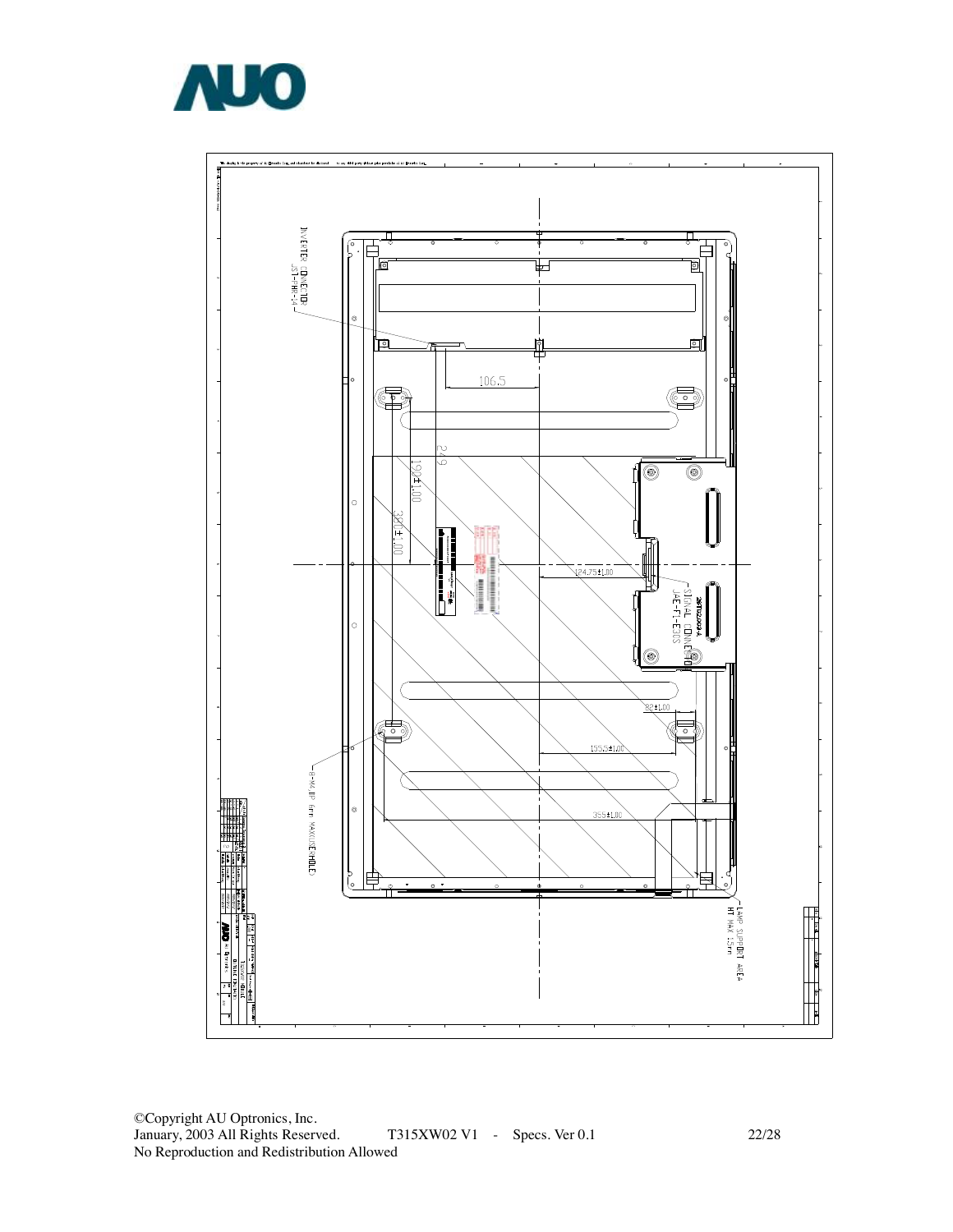INVERTER CONNECTOR
JST- HR-14

106.5

249

190±1.00

380±1.00

124.75±1.00

SIGNAL CONNECTOR
JAE-FI-E30S

82±1.00

155.5±1.00

355±1.00

8-M4, DP 6mm MAX(USE HOLE)

LAMP SUPPORT AREA
HT MAX 1.5mm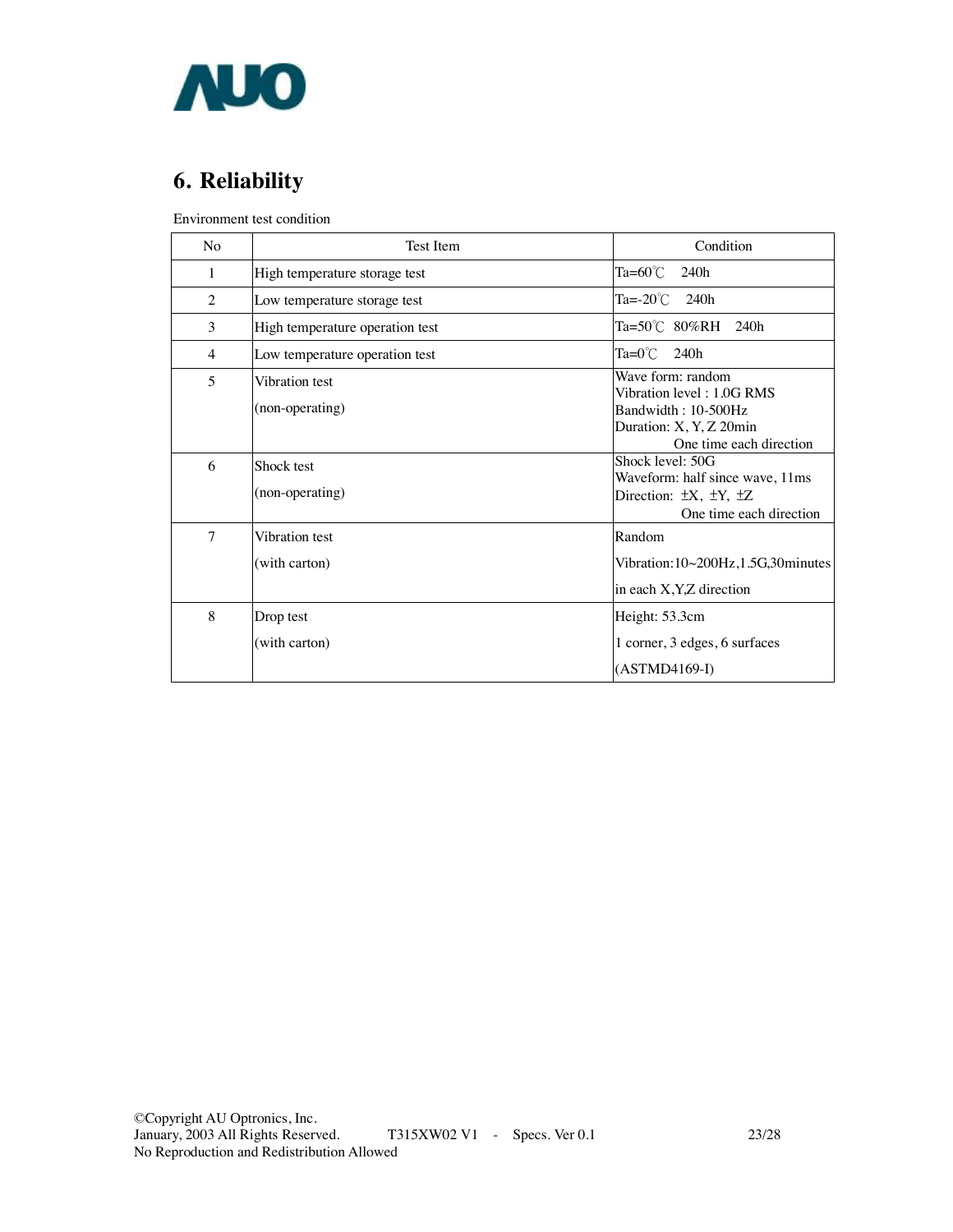# 6. Reliability

Environment test condition

| No | Test Item | Condition |
|---|---|---|
| 1 | High temperature storage test | Ta=60℃ 240h |
| 2 | Low temperature storage test | Ta=-20℃ 240h |
| 3 | High temperature operation test | Ta=50℃ 80%RH 240h |
| 4 | Low temperature operation test | Ta=0℃ 240h |
| 5 | Vibration test (non-operating) | Wave form: random<br>Vibration level : 1.0G RMS<br>Bandwidth : 10-500Hz<br>Duration: X, Y, Z 20min<br>One time each direction |
| 6 | Shock test (non-operating) | Shock level: 50G<br>Waveform: half since wave, 11ms<br>Direction: ±X, ±Y, ±Z<br>One time each direction |
| 7 | Vibration test (with carton) | Random<br>Vibration:10~200Hz,1.5G,30minutes<br>in each X,Y,Z direction |
| 8 | Drop test (with carton) | Height: 53.3cm<br>1 corner, 3 edges, 6 surfaces<br>(ASTMD4169-I) |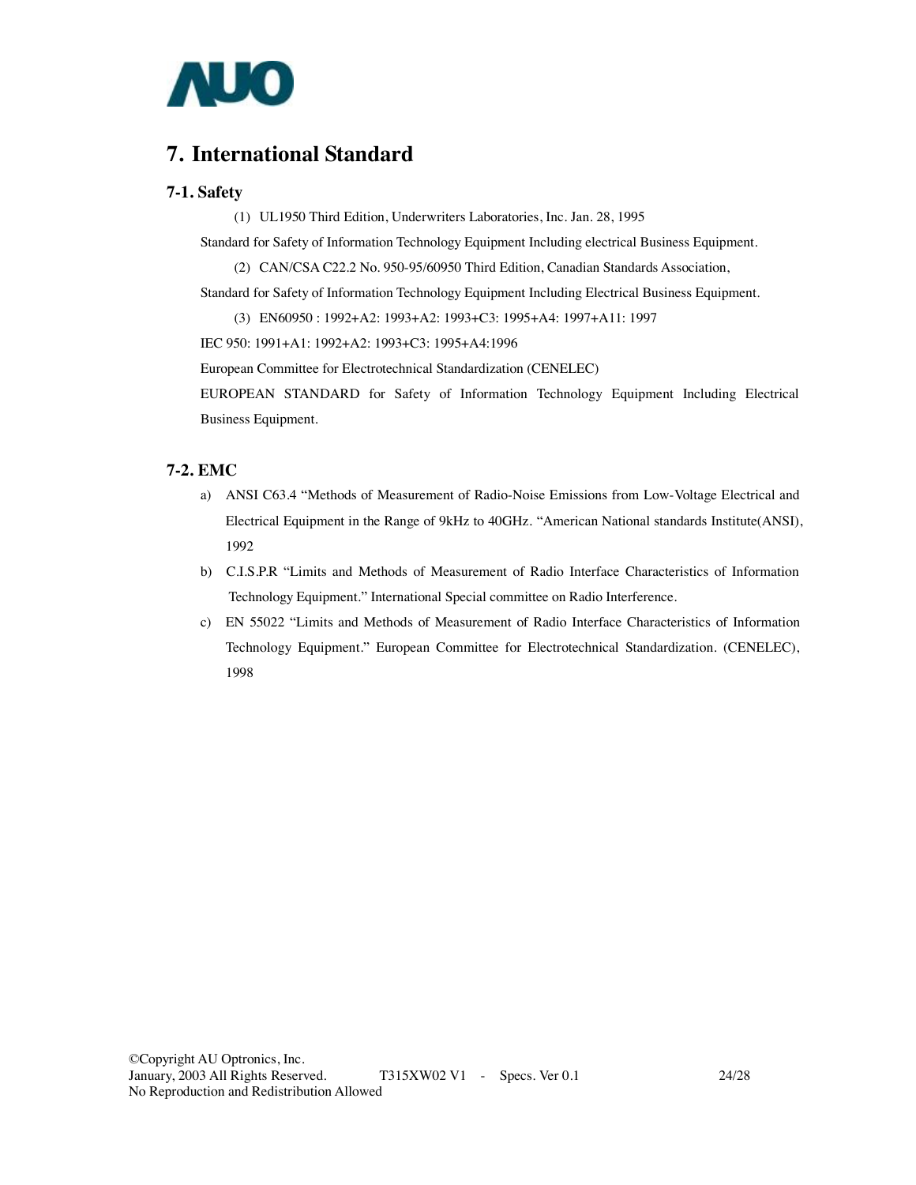# 7. International Standard

## 7-1. Safety

(1) UL1950 Third Edition, Underwriters Laboratories, Inc. Jan. 28, 1995

Standard for Safety of Information Technology Equipment Including electrical Business Equipment.

(2) CAN/CSA C22.2 No. 950-95/60950 Third Edition, Canadian Standards Association,

Standard for Safety of Information Technology Equipment Including Electrical Business Equipment.

(3) EN60950 : 1992+A2: 1993+A2: 1993+C3: 1995+A4: 1997+A11: 1997

IEC 950: 1991+A1: 1992+A2: 1993+C3: 1995+A4:1996

European Committee for Electrotechnical Standardization (CENELEC)

EUROPEAN STANDARD for Safety of Information Technology Equipment Including Electrical Business Equipment.

## 7-2. EMC

a) ANSI C63.4 "Methods of Measurement of Radio-Noise Emissions from Low-Voltage Electrical and Electrical Equipment in the Range of 9kHz to 40GHz. "American National standards Institute(ANSI), 1992

b) C.I.S.P.R "Limits and Methods of Measurement of Radio Interface Characteristics of Information Technology Equipment." International Special committee on Radio Interference.

c) EN 55022 "Limits and Methods of Measurement of Radio Interface Characteristics of Information Technology Equipment." European Committee for Electrotechnical Standardization. (CENELEC), 1998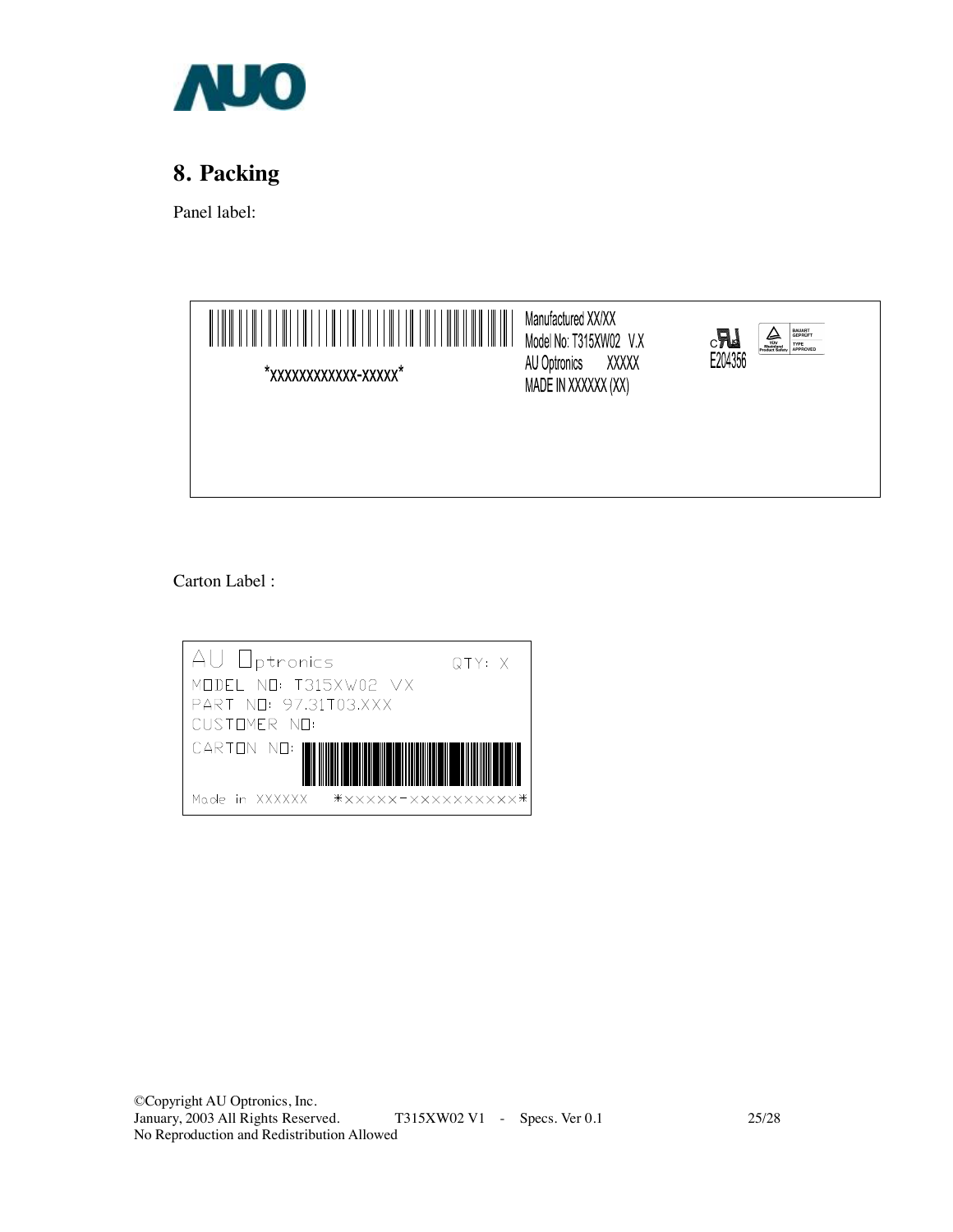## 8. Packing

Panel label:

```
*XXXXXXXXXXXX-XXXXX*        Manufactured XX/XX
                            Model No: T315XW02 V.X
                            AU Optronics    XXXXX
                            MADE IN XXXXXX (XX)
                                                    E204356
```

Carton Label :

```
AU Optronics                 QTY: X
MODEL NO: T315XW02 VX
PART NO: 97.31T03.XXX
CUSTOMER NO:
CARTON NO:
Made in XXXXXX    *XXXXX-XXXXXXXXXX*
```

©Copyright AU Optronics, Inc.
January, 2003 All Rights Reserved. T315XW02 V1 - Specs. Ver 0.1
No Reproduction and Redistribution Allowed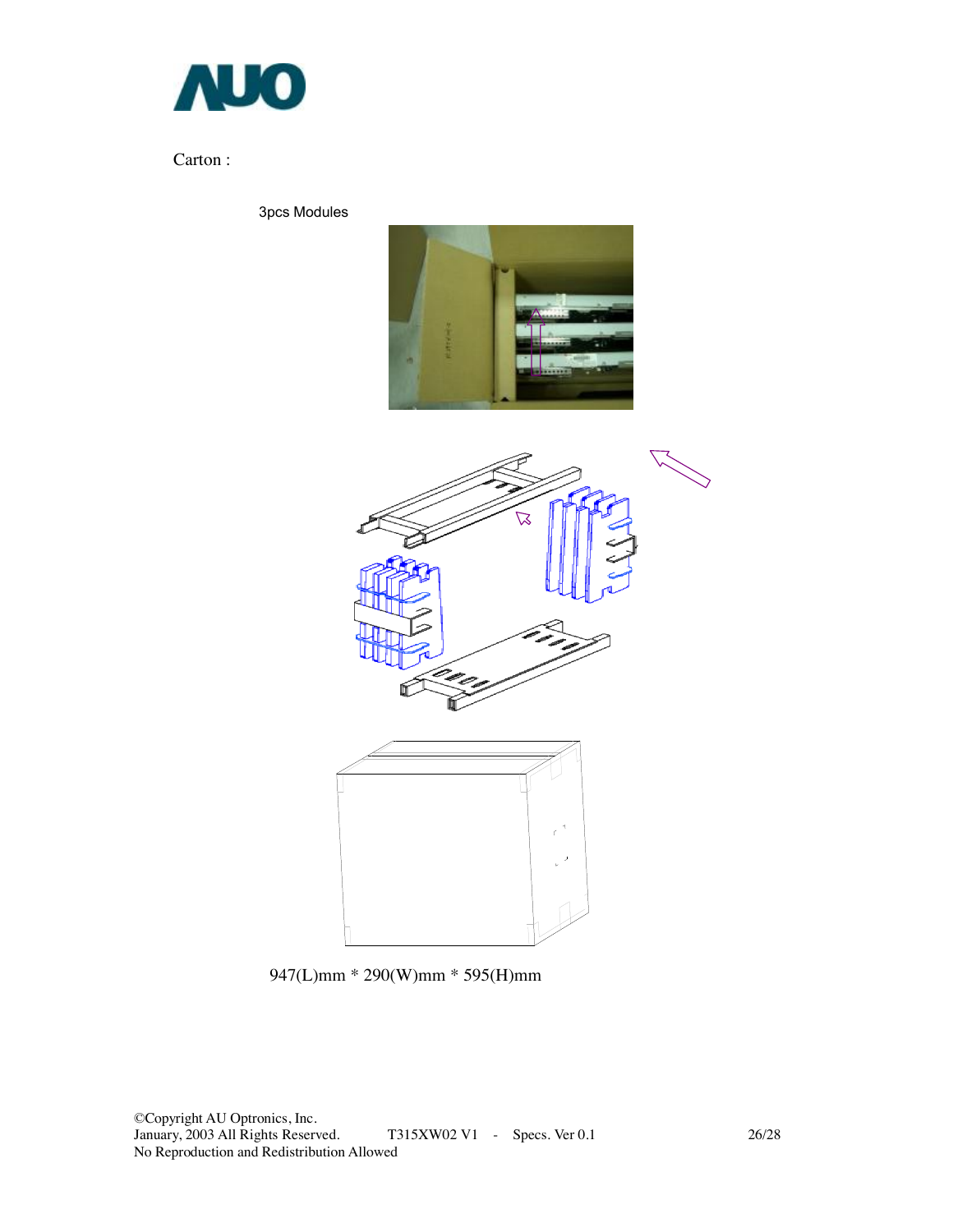Carton :

3pcs Modules

947(L)mm * 290(W)mm * 595(H)mm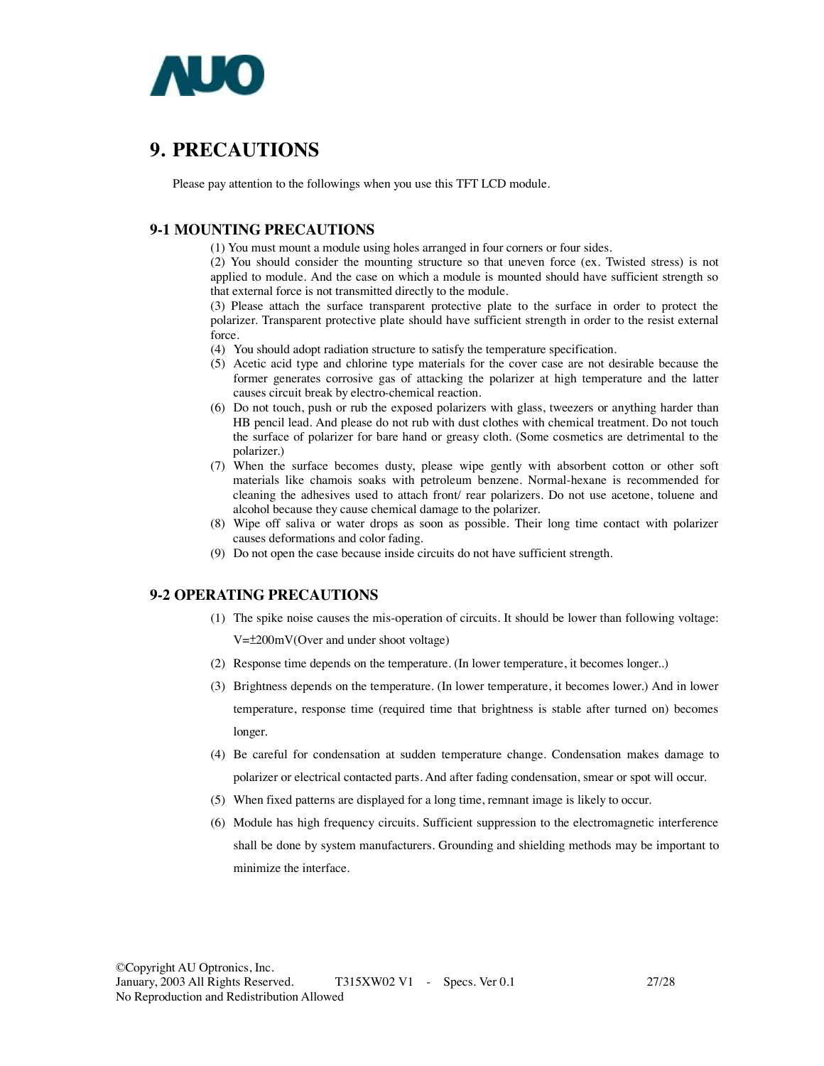# 9. PRECAUTIONS

Please pay attention to the followings when you use this TFT LCD module.

## 9-1 MOUNTING PRECAUTIONS

(1) You must mount a module using holes arranged in four corners or four sides.

(2) You should consider the mounting structure so that uneven force (ex. Twisted stress) is not applied to module. And the case on which a module is mounted should have sufficient strength so that external force is not transmitted directly to the module.

(3) Please attach the surface transparent protective plate to the surface in order to protect the polarizer. Transparent protective plate should have sufficient strength in order to the resist external force.

(4) You should adopt radiation structure to satisfy the temperature specification.

(5) Acetic acid type and chlorine type materials for the cover case are not desirable because the former generates corrosive gas of attacking the polarizer at high temperature and the latter causes circuit break by electro-chemical reaction.

(6) Do not touch, push or rub the exposed polarizers with glass, tweezers or anything harder than HB pencil lead. And please do not rub with dust clothes with chemical treatment. Do not touch the surface of polarizer for bare hand or greasy cloth. (Some cosmetics are detrimental to the polarizer.)

(7) When the surface becomes dusty, please wipe gently with absorbent cotton or other soft materials like chamois soaks with petroleum benzene. Normal-hexane is recommended for cleaning the adhesives used to attach front/ rear polarizers. Do not use acetone, toluene and alcohol because they cause chemical damage to the polarizer.

(8) Wipe off saliva or water drops as soon as possible. Their long time contact with polarizer causes deformations and color fading.

(9) Do not open the case because inside circuits do not have sufficient strength.

## 9-2 OPERATING PRECAUTIONS

(1) The spike noise causes the mis-operation of circuits. It should be lower than following voltage: V=±200mV(Over and under shoot voltage)

(2) Response time depends on the temperature. (In lower temperature, it becomes longer..)

(3) Brightness depends on the temperature. (In lower temperature, it becomes lower.) And in lower temperature, response time (required time that brightness is stable after turned on) becomes longer.

(4) Be careful for condensation at sudden temperature change. Condensation makes damage to polarizer or electrical contacted parts. And after fading condensation, smear or spot will occur.

(5) When fixed patterns are displayed for a long time, remnant image is likely to occur.

(6) Module has high frequency circuits. Sufficient suppression to the electromagnetic interference shall be done by system manufacturers. Grounding and shielding methods may be important to minimize the interface.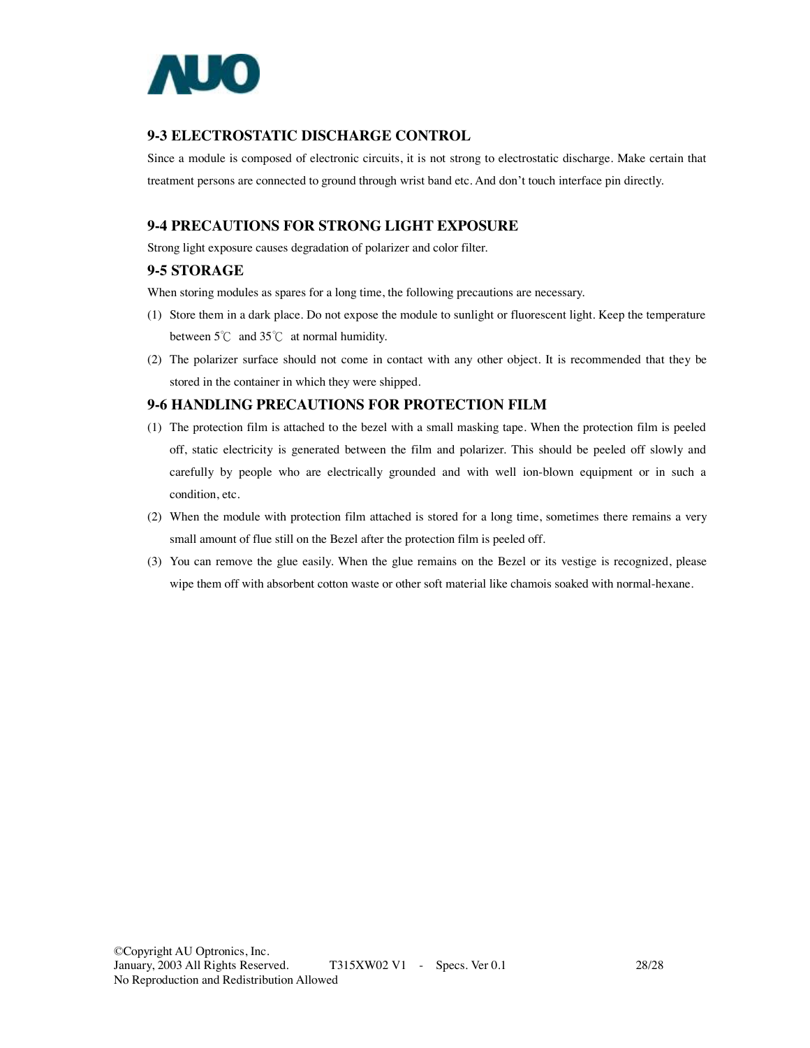## 9-3 ELECTROSTATIC DISCHARGE CONTROL

Since a module is composed of electronic circuits, it is not strong to electrostatic discharge. Make certain that treatment persons are connected to ground through wrist band etc. And don’t touch interface pin directly.

## 9-4 PRECAUTIONS FOR STRONG LIGHT EXPOSURE

Strong light exposure causes degradation of polarizer and color filter.

## 9-5 STORAGE

When storing modules as spares for a long time, the following precautions are necessary.

(1) Store them in a dark place. Do not expose the module to sunlight or fluorescent light. Keep the temperature between 5℃ and 35℃ at normal humidity.

(2) The polarizer surface should not come in contact with any other object. It is recommended that they be stored in the container in which they were shipped.

## 9-6 HANDLING PRECAUTIONS FOR PROTECTION FILM

(1) The protection film is attached to the bezel with a small masking tape. When the protection film is peeled off, static electricity is generated between the film and polarizer. This should be peeled off slowly and carefully by people who are electrically grounded and with well ion-blown equipment or in such a condition, etc.

(2) When the module with protection film attached is stored for a long time, sometimes there remains a very small amount of flue still on the Bezel after the protection film is peeled off.

(3) You can remove the glue easily. When the glue remains on the Bezel or its vestige is recognized, please wipe them off with absorbent cotton waste or other soft material like chamois soaked with normal-hexane.